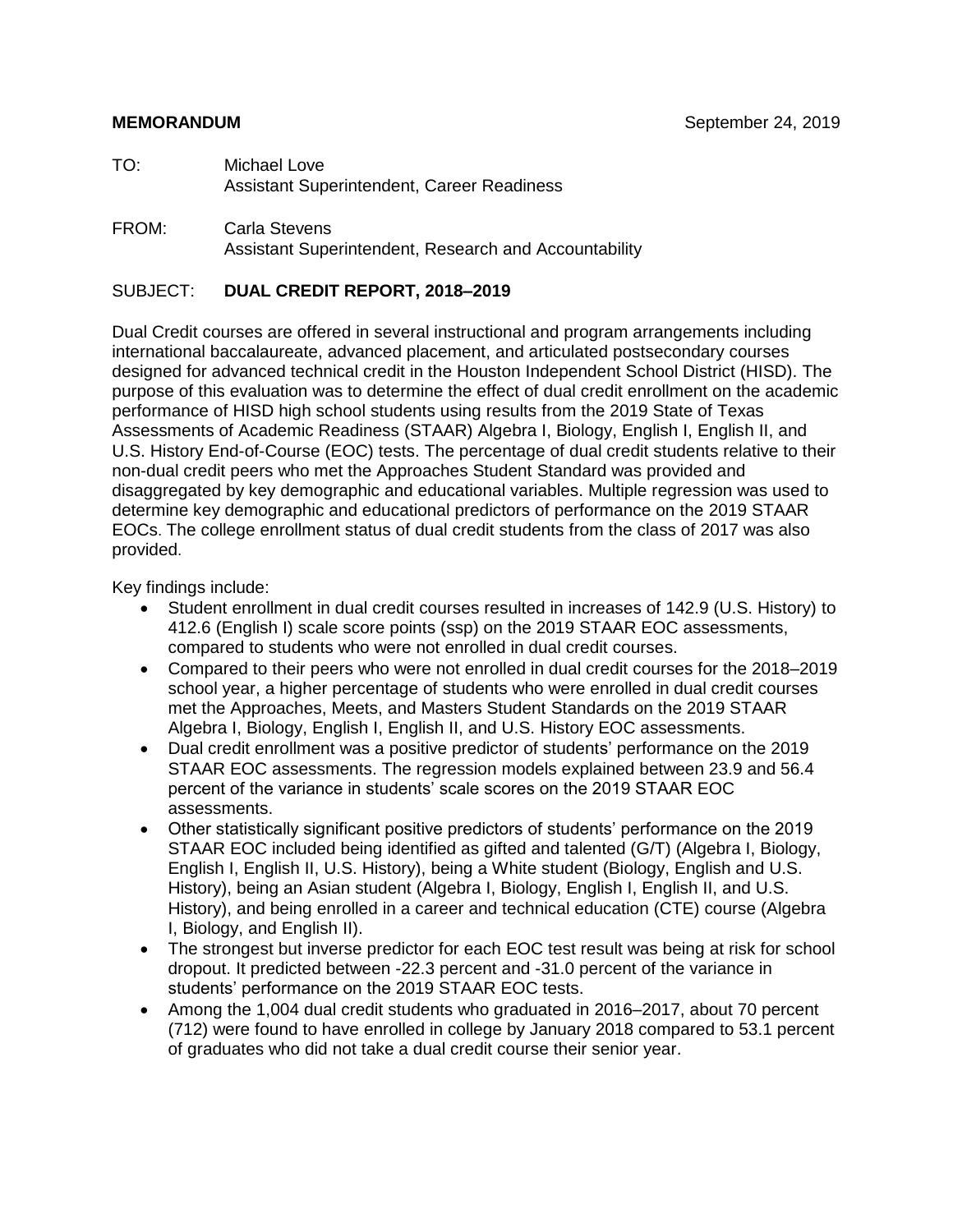**MEMORANDUM** September 24, 2019

TO: Michael Love
Assistant Superintendent, Career Readiness

FROM: Carla Stevens
Assistant Superintendent, Research and Accountability

SUBJECT: **DUAL CREDIT REPORT, 2018–2019**

Dual Credit courses are offered in several instructional and program arrangements including international baccalaureate, advanced placement, and articulated postsecondary courses designed for advanced technical credit in the Houston Independent School District (HISD). The purpose of this evaluation was to determine the effect of dual credit enrollment on the academic performance of HISD high school students using results from the 2019 State of Texas Assessments of Academic Readiness (STAAR) Algebra I, Biology, English I, English II, and U.S. History End-of-Course (EOC) tests. The percentage of dual credit students relative to their non-dual credit peers who met the Approaches Student Standard was provided and disaggregated by key demographic and educational variables. Multiple regression was used to determine key demographic and educational predictors of performance on the 2019 STAAR EOCs. The college enrollment status of dual credit students from the class of 2017 was also provided.

Key findings include:

- Student enrollment in dual credit courses resulted in increases of 142.9 (U.S. History) to 412.6 (English I) scale score points (ssp) on the 2019 STAAR EOC assessments, compared to students who were not enrolled in dual credit courses.
- Compared to their peers who were not enrolled in dual credit courses for the 2018–2019 school year, a higher percentage of students who were enrolled in dual credit courses met the Approaches, Meets, and Masters Student Standards on the 2019 STAAR Algebra I, Biology, English I, English II, and U.S. History EOC assessments.
- Dual credit enrollment was a positive predictor of students' performance on the 2019 STAAR EOC assessments. The regression models explained between 23.9 and 56.4 percent of the variance in students' scale scores on the 2019 STAAR EOC assessments.
- Other statistically significant positive predictors of students' performance on the 2019 STAAR EOC included being identified as gifted and talented (G/T) (Algebra I, Biology, English I, English II, U.S. History), being a White student (Biology, English and U.S. History), being an Asian student (Algebra I, Biology, English I, English II, and U.S. History), and being enrolled in a career and technical education (CTE) course (Algebra I, Biology, and English II).
- The strongest but inverse predictor for each EOC test result was being at risk for school dropout. It predicted between -22.3 percent and -31.0 percent of the variance in students' performance on the 2019 STAAR EOC tests.
- Among the 1,004 dual credit students who graduated in 2016–2017, about 70 percent (712) were found to have enrolled in college by January 2018 compared to 53.1 percent of graduates who did not take a dual credit course their senior year.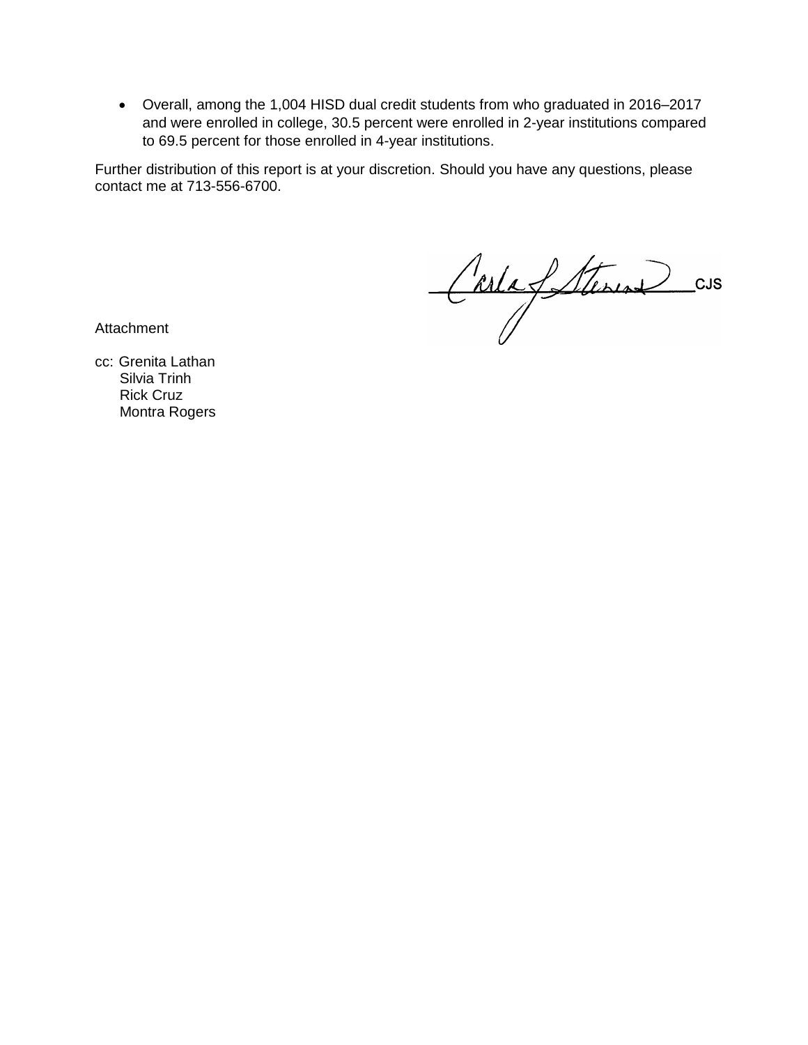- Overall, among the 1,004 HISD dual credit students from who graduated in 2016–2017 and were enrolled in college, 30.5 percent were enrolled in 2-year institutions compared to 69.5 percent for those enrolled in 4-year institutions.

Further distribution of this report is at your discretion. Should you have any questions, please contact me at 713-556-6700.

CJS

Attachment

cc: Grenita Lathan
Silvia Trinh
Rick Cruz
Montra Rogers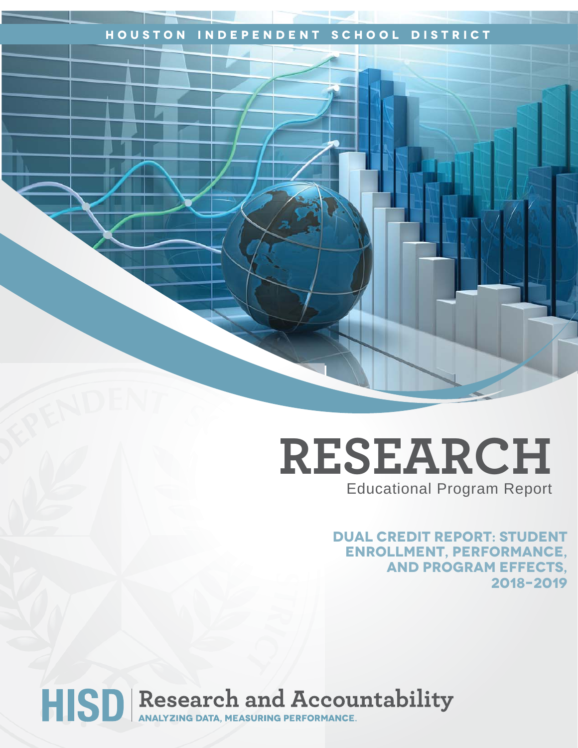HOUSTON INDEPENDENT SCHOOL DISTRICT

# RESEARCH

Educational Program Report

## DUAL CREDIT REPORT: STUDENT ENROLLMENT, PERFORMANCE, AND PROGRAM EFFECTS, 2018–2019

HISD | Research and Accountability

ANALYZING DATA, MEASURING PERFORMANCE.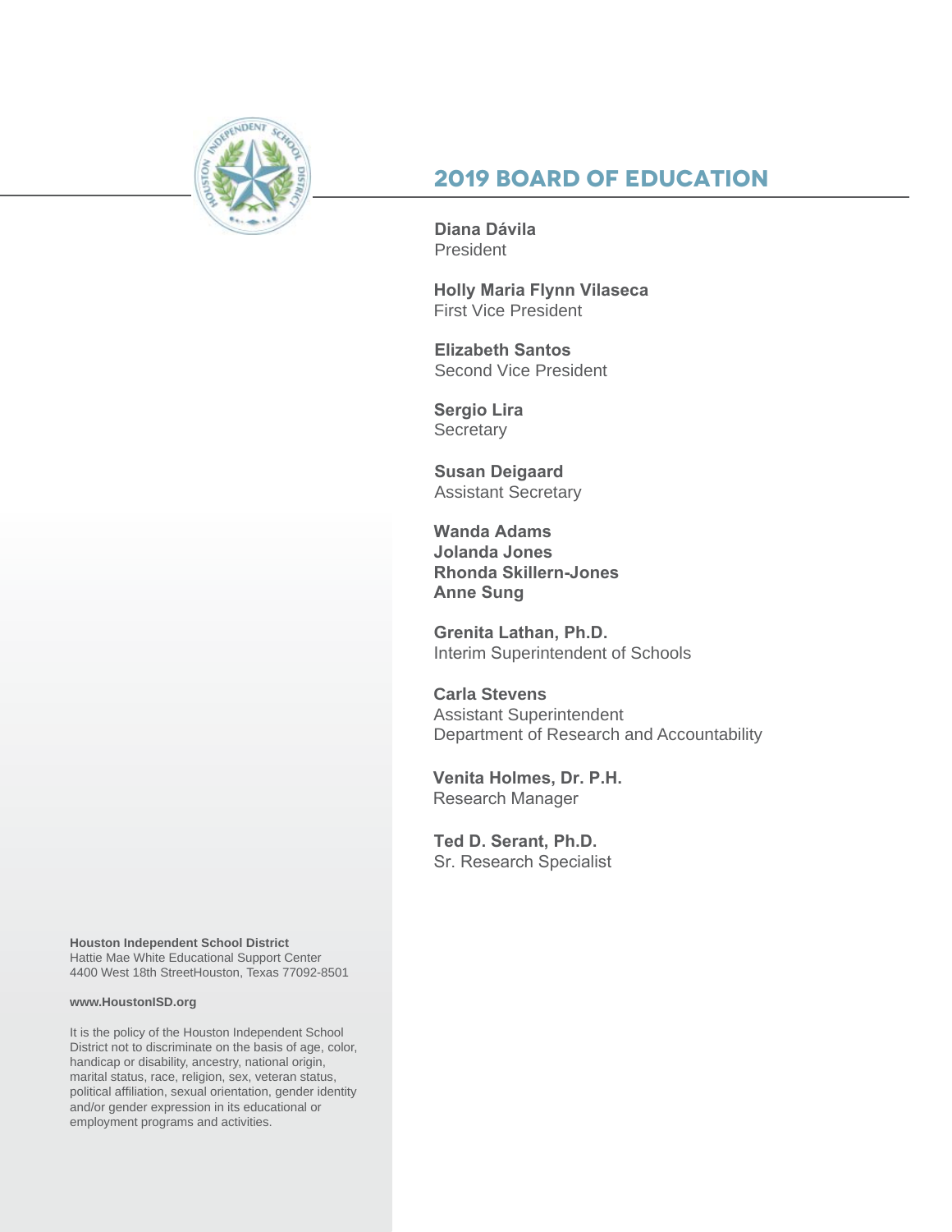# 2019 BOARD OF EDUCATION

**Diana Dávila**
President

**Holly Maria Flynn Vilaseca**
First Vice President

**Elizabeth Santos**
Second Vice President

**Sergio Lira**
Secretary

**Susan Deigaard**
Assistant Secretary

**Wanda Adams**
**Jolanda Jones**
**Rhonda Skillern-Jones**
**Anne Sung**

**Grenita Lathan, Ph.D.**
Interim Superintendent of Schools

**Carla Stevens**
Assistant Superintendent
Department of Research and Accountability

**Venita Holmes, Dr. P.H.**
Research Manager

**Ted D. Serant, Ph.D.**
Sr. Research Specialist

**Houston Independent School District**
Hattie Mae White Educational Support Center
4400 West 18th StreetHouston, Texas 77092-8501

**www.HoustonISD.org**

It is the policy of the Houston Independent School District not to discriminate on the basis of age, color, handicap or disability, ancestry, national origin, marital status, race, religion, sex, veteran status, political affiliation, sexual orientation, gender identity and/or gender expression in its educational or employment programs and activities.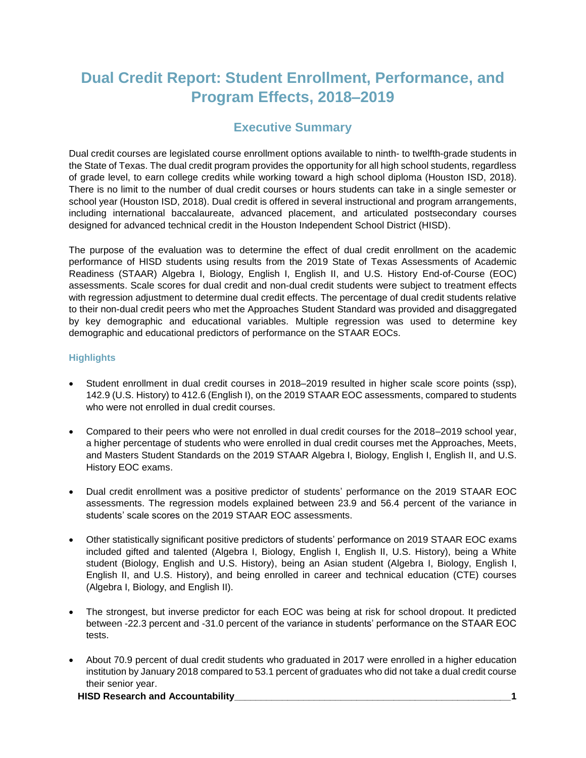# Dual Credit Report: Student Enrollment, Performance, and Program Effects, 2018–2019

## Executive Summary

Dual credit courses are legislated course enrollment options available to ninth- to twelfth-grade students in the State of Texas. The dual credit program provides the opportunity for all high school students, regardless of grade level, to earn college credits while working toward a high school diploma (Houston ISD, 2018). There is no limit to the number of dual credit courses or hours students can take in a single semester or school year (Houston ISD, 2018). Dual credit is offered in several instructional and program arrangements, including international baccalaureate, advanced placement, and articulated postsecondary courses designed for advanced technical credit in the Houston Independent School District (HISD).

The purpose of the evaluation was to determine the effect of dual credit enrollment on the academic performance of HISD students using results from the 2019 State of Texas Assessments of Academic Readiness (STAAR) Algebra I, Biology, English I, English II, and U.S. History End-of-Course (EOC) assessments. Scale scores for dual credit and non-dual credit students were subject to treatment effects with regression adjustment to determine dual credit effects. The percentage of dual credit students relative to their non-dual credit peers who met the Approaches Student Standard was provided and disaggregated by key demographic and educational variables. Multiple regression was used to determine key demographic and educational predictors of performance on the STAAR EOCs.

### Highlights

- Student enrollment in dual credit courses in 2018–2019 resulted in higher scale score points (ssp), 142.9 (U.S. History) to 412.6 (English I), on the 2019 STAAR EOC assessments, compared to students who were not enrolled in dual credit courses.
- Compared to their peers who were not enrolled in dual credit courses for the 2018–2019 school year, a higher percentage of students who were enrolled in dual credit courses met the Approaches, Meets, and Masters Student Standards on the 2019 STAAR Algebra I, Biology, English I, English II, and U.S. History EOC exams.
- Dual credit enrollment was a positive predictor of students' performance on the 2019 STAAR EOC assessments. The regression models explained between 23.9 and 56.4 percent of the variance in students' scale scores on the 2019 STAAR EOC assessments.
- Other statistically significant positive predictors of students' performance on 2019 STAAR EOC exams included gifted and talented (Algebra I, Biology, English I, English II, U.S. History), being a White student (Biology, English and U.S. History), being an Asian student (Algebra I, Biology, English I, English II, and U.S. History), and being enrolled in career and technical education (CTE) courses (Algebra I, Biology, and English II).
- The strongest, but inverse predictor for each EOC was being at risk for school dropout. It predicted between -22.3 percent and -31.0 percent of the variance in students' performance on the STAAR EOC tests.
- About 70.9 percent of dual credit students who graduated in 2017 were enrolled in a higher education institution by January 2018 compared to 53.1 percent of graduates who did not take a dual credit course their senior year.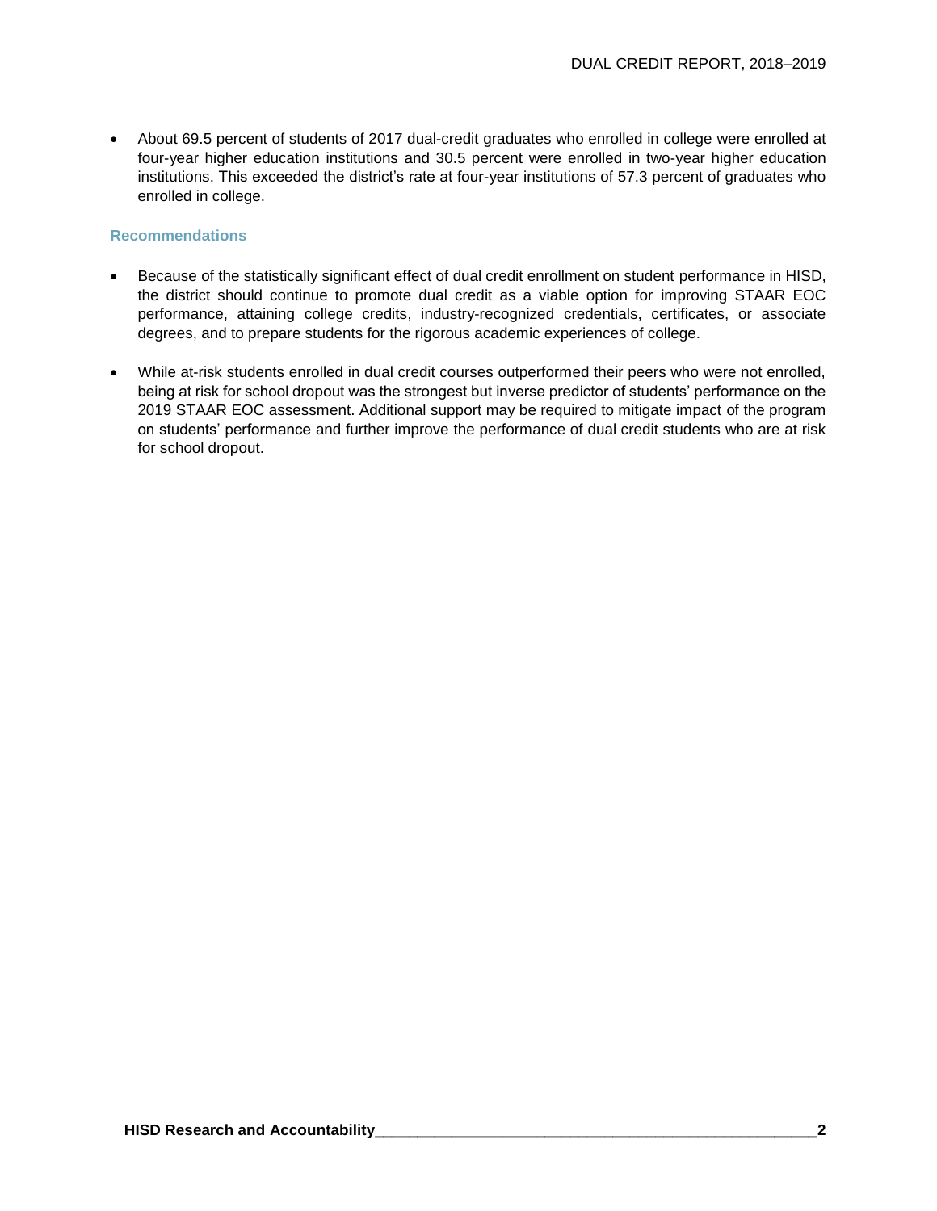- About 69.5 percent of students of 2017 dual-credit graduates who enrolled in college were enrolled at four-year higher education institutions and 30.5 percent were enrolled in two-year higher education institutions. This exceeded the district's rate at four-year institutions of 57.3 percent of graduates who enrolled in college.

### Recommendations

- Because of the statistically significant effect of dual credit enrollment on student performance in HISD, the district should continue to promote dual credit as a viable option for improving STAAR EOC performance, attaining college credits, industry-recognized credentials, certificates, or associate degrees, and to prepare students for the rigorous academic experiences of college.

- While at-risk students enrolled in dual credit courses outperformed their peers who were not enrolled, being at risk for school dropout was the strongest but inverse predictor of students' performance on the 2019 STAAR EOC assessment. Additional support may be required to mitigate impact of the program on students' performance and further improve the performance of dual credit students who are at risk for school dropout.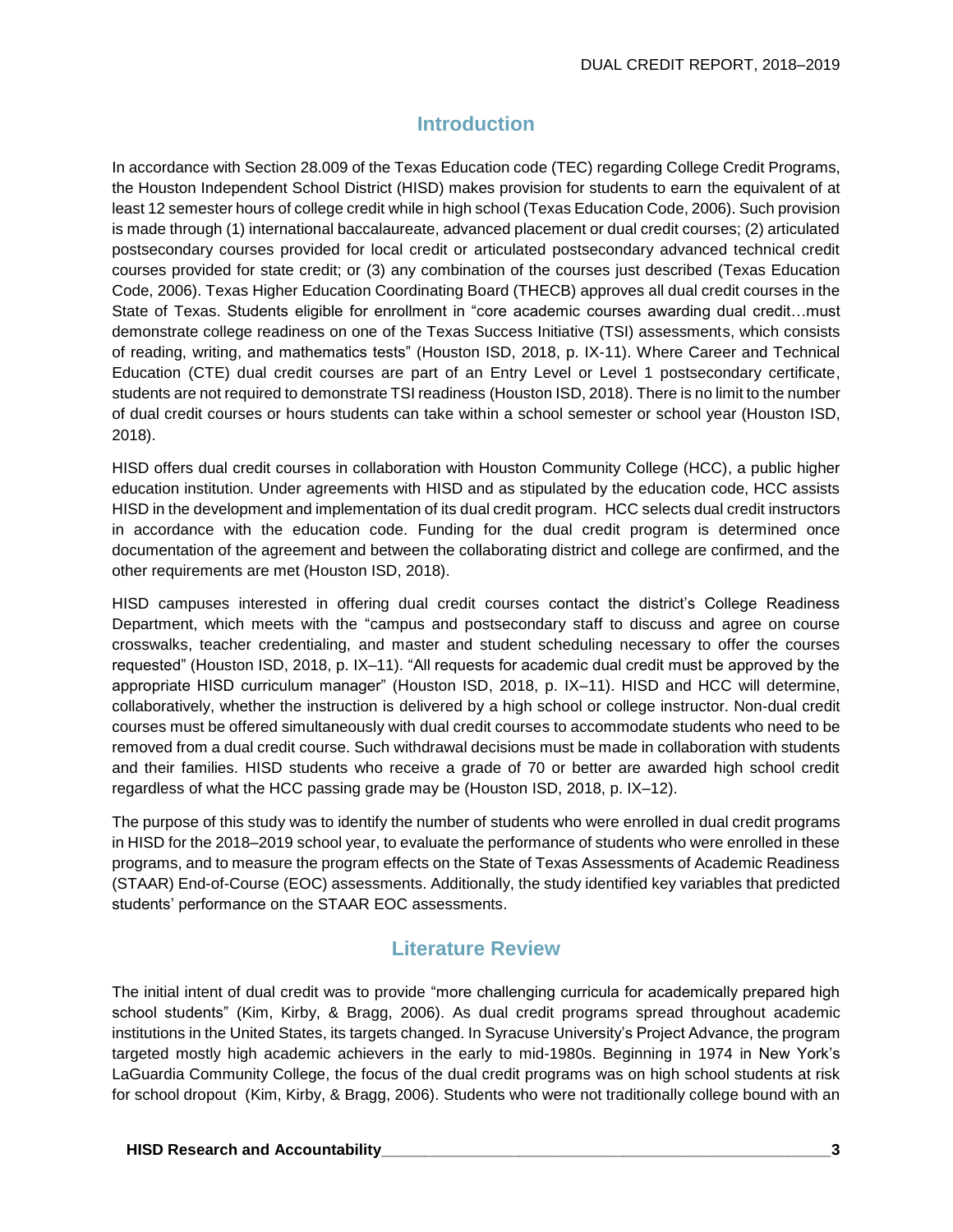## Introduction

In accordance with Section 28.009 of the Texas Education code (TEC) regarding College Credit Programs, the Houston Independent School District (HISD) makes provision for students to earn the equivalent of at least 12 semester hours of college credit while in high school (Texas Education Code, 2006). Such provision is made through (1) international baccalaureate, advanced placement or dual credit courses; (2) articulated postsecondary courses provided for local credit or articulated postsecondary advanced technical credit courses provided for state credit; or (3) any combination of the courses just described (Texas Education Code, 2006). Texas Higher Education Coordinating Board (THECB) approves all dual credit courses in the State of Texas. Students eligible for enrollment in "core academic courses awarding dual credit…must demonstrate college readiness on one of the Texas Success Initiative (TSI) assessments, which consists of reading, writing, and mathematics tests" (Houston ISD, 2018, p. IX-11). Where Career and Technical Education (CTE) dual credit courses are part of an Entry Level or Level 1 postsecondary certificate, students are not required to demonstrate TSI readiness (Houston ISD, 2018). There is no limit to the number of dual credit courses or hours students can take within a school semester or school year (Houston ISD, 2018).

HISD offers dual credit courses in collaboration with Houston Community College (HCC), a public higher education institution. Under agreements with HISD and as stipulated by the education code, HCC assists HISD in the development and implementation of its dual credit program. HCC selects dual credit instructors in accordance with the education code. Funding for the dual credit program is determined once documentation of the agreement and between the collaborating district and college are confirmed, and the other requirements are met (Houston ISD, 2018).

HISD campuses interested in offering dual credit courses contact the district's College Readiness Department, which meets with the "campus and postsecondary staff to discuss and agree on course crosswalks, teacher credentialing, and master and student scheduling necessary to offer the courses requested" (Houston ISD, 2018, p. IX–11). "All requests for academic dual credit must be approved by the appropriate HISD curriculum manager" (Houston ISD, 2018, p. IX–11). HISD and HCC will determine, collaboratively, whether the instruction is delivered by a high school or college instructor. Non-dual credit courses must be offered simultaneously with dual credit courses to accommodate students who need to be removed from a dual credit course. Such withdrawal decisions must be made in collaboration with students and their families. HISD students who receive a grade of 70 or better are awarded high school credit regardless of what the HCC passing grade may be (Houston ISD, 2018, p. IX–12).

The purpose of this study was to identify the number of students who were enrolled in dual credit programs in HISD for the 2018–2019 school year, to evaluate the performance of students who were enrolled in these programs, and to measure the program effects on the State of Texas Assessments of Academic Readiness (STAAR) End-of-Course (EOC) assessments. Additionally, the study identified key variables that predicted students' performance on the STAAR EOC assessments.

## Literature Review

The initial intent of dual credit was to provide "more challenging curricula for academically prepared high school students" (Kim, Kirby, & Bragg, 2006). As dual credit programs spread throughout academic institutions in the United States, its targets changed. In Syracuse University's Project Advance, the program targeted mostly high academic achievers in the early to mid-1980s. Beginning in 1974 in New York's LaGuardia Community College, the focus of the dual credit programs was on high school students at risk for school dropout (Kim, Kirby, & Bragg, 2006). Students who were not traditionally college bound with an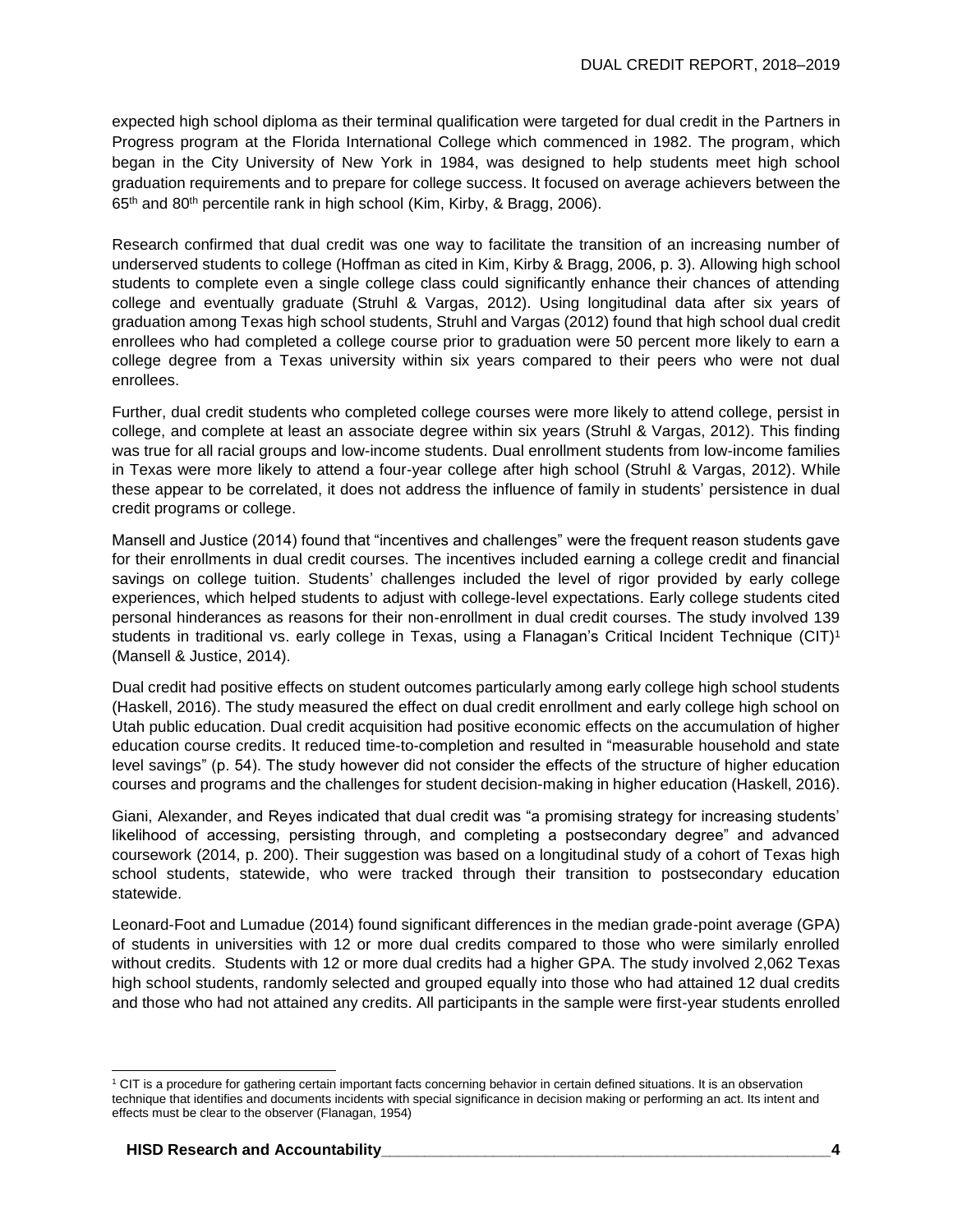expected high school diploma as their terminal qualification were targeted for dual credit in the Partners in Progress program at the Florida International College which commenced in 1982. The program, which began in the City University of New York in 1984, was designed to help students meet high school graduation requirements and to prepare for college success. It focused on average achievers between the 65th and 80th percentile rank in high school (Kim, Kirby, & Bragg, 2006).

Research confirmed that dual credit was one way to facilitate the transition of an increasing number of underserved students to college (Hoffman as cited in Kim, Kirby & Bragg, 2006, p. 3). Allowing high school students to complete even a single college class could significantly enhance their chances of attending college and eventually graduate (Struhl & Vargas, 2012). Using longitudinal data after six years of graduation among Texas high school students, Struhl and Vargas (2012) found that high school dual credit enrollees who had completed a college course prior to graduation were 50 percent more likely to earn a college degree from a Texas university within six years compared to their peers who were not dual enrollees.

Further, dual credit students who completed college courses were more likely to attend college, persist in college, and complete at least an associate degree within six years (Struhl & Vargas, 2012). This finding was true for all racial groups and low-income students. Dual enrollment students from low-income families in Texas were more likely to attend a four-year college after high school (Struhl & Vargas, 2012). While these appear to be correlated, it does not address the influence of family in students' persistence in dual credit programs or college.

Mansell and Justice (2014) found that "incentives and challenges" were the frequent reason students gave for their enrollments in dual credit courses. The incentives included earning a college credit and financial savings on college tuition. Students' challenges included the level of rigor provided by early college experiences, which helped students to adjust with college-level expectations. Early college students cited personal hinderances as reasons for their non-enrollment in dual credit courses. The study involved 139 students in traditional vs. early college in Texas, using a Flanagan's Critical Incident Technique (CIT)[1] (Mansell & Justice, 2014).

Dual credit had positive effects on student outcomes particularly among early college high school students (Haskell, 2016). The study measured the effect on dual credit enrollment and early college high school on Utah public education. Dual credit acquisition had positive economic effects on the accumulation of higher education course credits. It reduced time-to-completion and resulted in "measurable household and state level savings" (p. 54). The study however did not consider the effects of the structure of higher education courses and programs and the challenges for student decision-making in higher education (Haskell, 2016).

Giani, Alexander, and Reyes indicated that dual credit was "a promising strategy for increasing students' likelihood of accessing, persisting through, and completing a postsecondary degree" and advanced coursework (2014, p. 200). Their suggestion was based on a longitudinal study of a cohort of Texas high school students, statewide, who were tracked through their transition to postsecondary education statewide.

Leonard-Foot and Lumadue (2014) found significant differences in the median grade-point average (GPA) of students in universities with 12 or more dual credits compared to those who were similarly enrolled without credits. Students with 12 or more dual credits had a higher GPA. The study involved 2,062 Texas high school students, randomly selected and grouped equally into those who had attained 12 dual credits and those who had not attained any credits. All participants in the sample were first-year students enrolled

---

[1] CIT is a procedure for gathering certain important facts concerning behavior in certain defined situations. It is an observation technique that identifies and documents incidents with special significance in decision making or performing an act. Its intent and effects must be clear to the observer (Flanagan, 1954)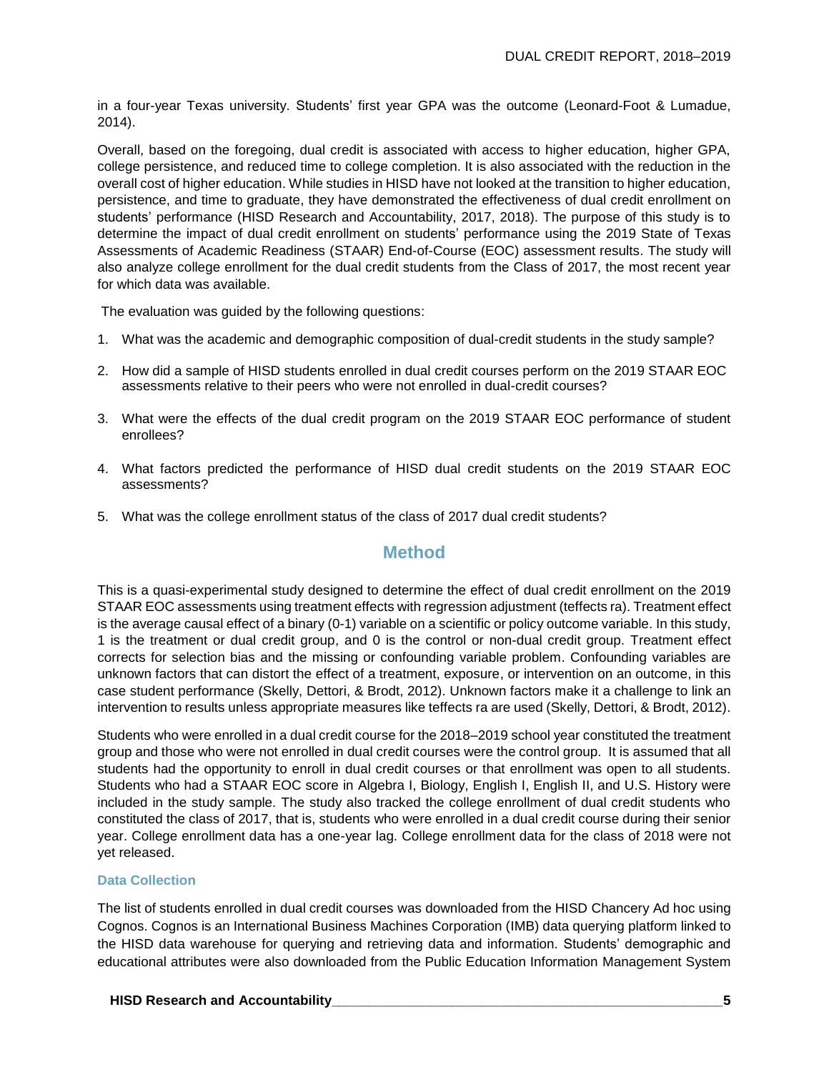in a four-year Texas university. Students' first year GPA was the outcome (Leonard-Foot & Lumadue, 2014).

Overall, based on the foregoing, dual credit is associated with access to higher education, higher GPA, college persistence, and reduced time to college completion. It is also associated with the reduction in the overall cost of higher education. While studies in HISD have not looked at the transition to higher education, persistence, and time to graduate, they have demonstrated the effectiveness of dual credit enrollment on students' performance (HISD Research and Accountability, 2017, 2018). The purpose of this study is to determine the impact of dual credit enrollment on students' performance using the 2019 State of Texas Assessments of Academic Readiness (STAAR) End-of-Course (EOC) assessment results. The study will also analyze college enrollment for the dual credit students from the Class of 2017, the most recent year for which data was available.

The evaluation was guided by the following questions:

1. What was the academic and demographic composition of dual-credit students in the study sample?
2. How did a sample of HISD students enrolled in dual credit courses perform on the 2019 STAAR EOC assessments relative to their peers who were not enrolled in dual-credit courses?
3. What were the effects of the dual credit program on the 2019 STAAR EOC performance of student enrollees?
4. What factors predicted the performance of HISD dual credit students on the 2019 STAAR EOC assessments?
5. What was the college enrollment status of the class of 2017 dual credit students?

## Method

This is a quasi-experimental study designed to determine the effect of dual credit enrollment on the 2019 STAAR EOC assessments using treatment effects with regression adjustment (teffects ra). Treatment effect is the average causal effect of a binary (0-1) variable on a scientific or policy outcome variable. In this study, 1 is the treatment or dual credit group, and 0 is the control or non-dual credit group. Treatment effect corrects for selection bias and the missing or confounding variable problem. Confounding variables are unknown factors that can distort the effect of a treatment, exposure, or intervention on an outcome, in this case student performance (Skelly, Dettori, & Brodt, 2012). Unknown factors make it a challenge to link an intervention to results unless appropriate measures like teffects ra are used (Skelly, Dettori, & Brodt, 2012).

Students who were enrolled in a dual credit course for the 2018–2019 school year constituted the treatment group and those who were not enrolled in dual credit courses were the control group. It is assumed that all students had the opportunity to enroll in dual credit courses or that enrollment was open to all students. Students who had a STAAR EOC score in Algebra I, Biology, English I, English II, and U.S. History were included in the study sample. The study also tracked the college enrollment of dual credit students who constituted the class of 2017, that is, students who were enrolled in a dual credit course during their senior year. College enrollment data has a one-year lag. College enrollment data for the class of 2018 were not yet released.

### Data Collection

The list of students enrolled in dual credit courses was downloaded from the HISD Chancery Ad hoc using Cognos. Cognos is an International Business Machines Corporation (IMB) data querying platform linked to the HISD data warehouse for querying and retrieving data and information. Students' demographic and educational attributes were also downloaded from the Public Education Information Management System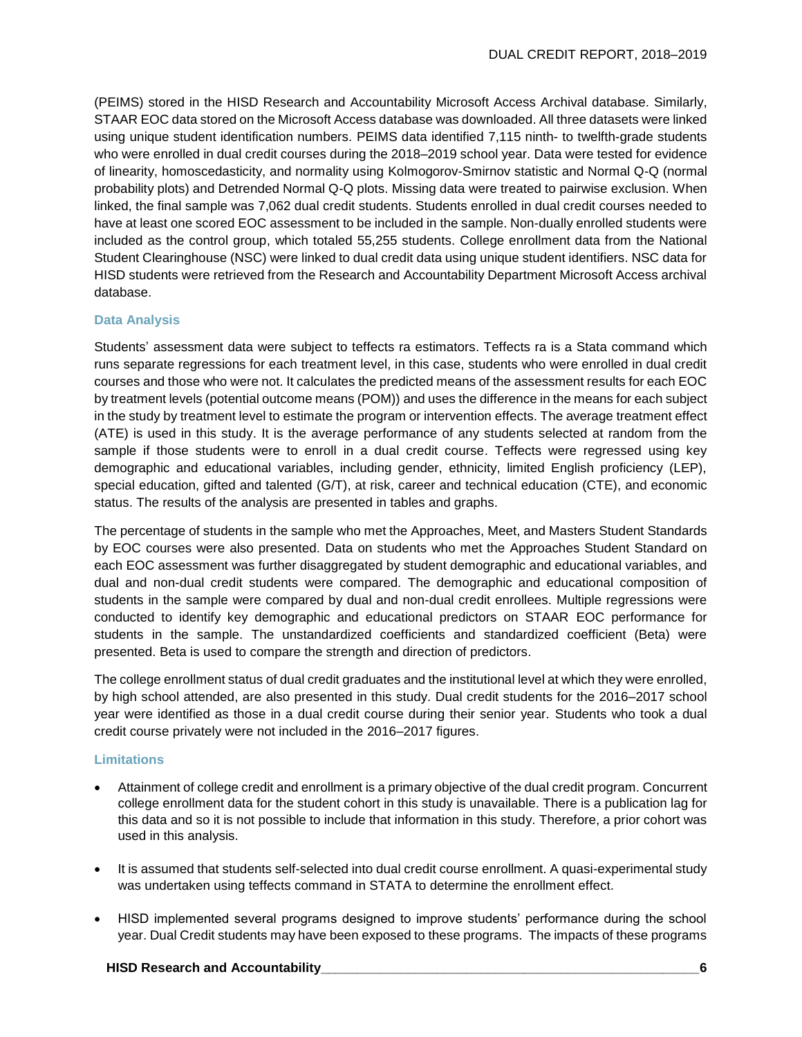(PEIMS) stored in the HISD Research and Accountability Microsoft Access Archival database. Similarly, STAAR EOC data stored on the Microsoft Access database was downloaded. All three datasets were linked using unique student identification numbers. PEIMS data identified 7,115 ninth- to twelfth-grade students who were enrolled in dual credit courses during the 2018–2019 school year. Data were tested for evidence of linearity, homoscedasticity, and normality using Kolmogorov-Smirnov statistic and Normal Q-Q (normal probability plots) and Detrended Normal Q-Q plots. Missing data were treated to pairwise exclusion. When linked, the final sample was 7,062 dual credit students. Students enrolled in dual credit courses needed to have at least one scored EOC assessment to be included in the sample. Non-dually enrolled students were included as the control group, which totaled 55,255 students. College enrollment data from the National Student Clearinghouse (NSC) were linked to dual credit data using unique student identifiers. NSC data for HISD students were retrieved from the Research and Accountability Department Microsoft Access archival database.

### Data Analysis

Students' assessment data were subject to teffects ra estimators. Teffects ra is a Stata command which runs separate regressions for each treatment level, in this case, students who were enrolled in dual credit courses and those who were not. It calculates the predicted means of the assessment results for each EOC by treatment levels (potential outcome means (POM)) and uses the difference in the means for each subject in the study by treatment level to estimate the program or intervention effects. The average treatment effect (ATE) is used in this study. It is the average performance of any students selected at random from the sample if those students were to enroll in a dual credit course. Teffects were regressed using key demographic and educational variables, including gender, ethnicity, limited English proficiency (LEP), special education, gifted and talented (G/T), at risk, career and technical education (CTE), and economic status. The results of the analysis are presented in tables and graphs.

The percentage of students in the sample who met the Approaches, Meet, and Masters Student Standards by EOC courses were also presented. Data on students who met the Approaches Student Standard on each EOC assessment was further disaggregated by student demographic and educational variables, and dual and non-dual credit students were compared. The demographic and educational composition of students in the sample were compared by dual and non-dual credit enrollees. Multiple regressions were conducted to identify key demographic and educational predictors on STAAR EOC performance for students in the sample. The unstandardized coefficients and standardized coefficient (Beta) were presented. Beta is used to compare the strength and direction of predictors.

The college enrollment status of dual credit graduates and the institutional level at which they were enrolled, by high school attended, are also presented in this study. Dual credit students for the 2016–2017 school year were identified as those in a dual credit course during their senior year. Students who took a dual credit course privately were not included in the 2016–2017 figures.

### Limitations

- Attainment of college credit and enrollment is a primary objective of the dual credit program. Concurrent college enrollment data for the student cohort in this study is unavailable. There is a publication lag for this data and so it is not possible to include that information in this study. Therefore, a prior cohort was used in this analysis.
- It is assumed that students self-selected into dual credit course enrollment. A quasi-experimental study was undertaken using teffects command in STATA to determine the enrollment effect.
- HISD implemented several programs designed to improve students' performance during the school year. Dual Credit students may have been exposed to these programs. The impacts of these programs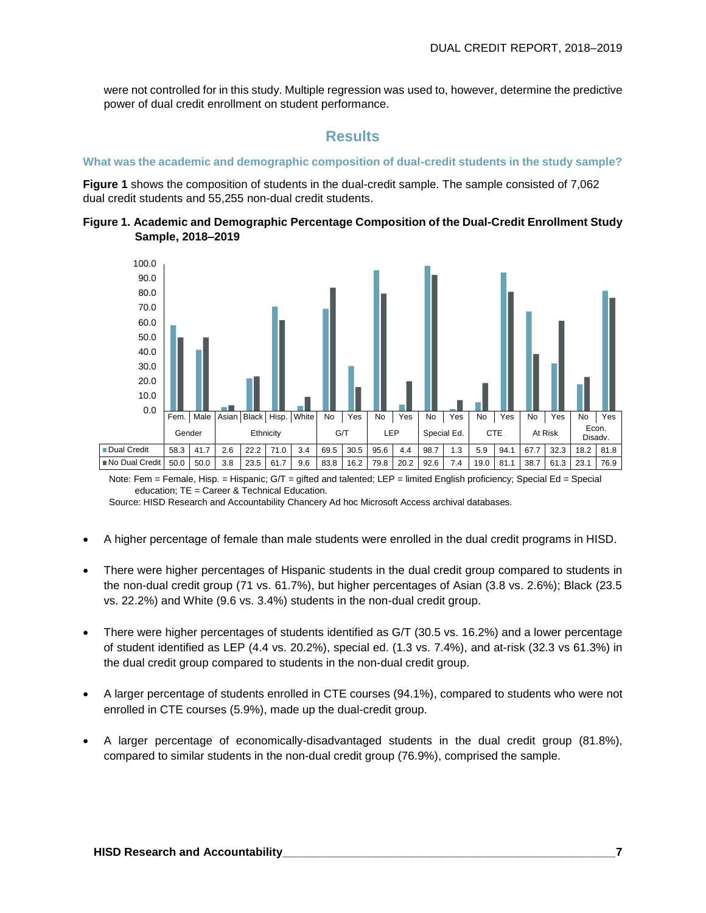were not controlled for in this study. Multiple regression was used to, however, determine the predictive power of dual credit enrollment on student performance.

## Results

### What was the academic and demographic composition of dual-credit students in the study sample?

**Figure 1** shows the composition of students in the dual-credit sample. The sample consisted of 7,062 dual credit students and 55,255 non-dual credit students.

**Figure 1. Academic and Demographic Percentage Composition of the Dual-Credit Enrollment Study Sample, 2018–2019**

| | Gender | | Ethnicity | | | | G/T | | LEP | | Special Ed. | | CTE | | At Risk | | Econ. Disadv. | |
|---|---|---|---|---|---|---|---|---|---|---|---|---|---|---|---|---|---|---|
| | Fem. | Male | Asian | Black | Hisp. | White | No | Yes | No | Yes | No | Yes | No | Yes | No | Yes | No | Yes |
| Dual Credit | 58.3 | 41.7 | 2.6 | 22.2 | 71.0 | 3.4 | 69.5 | 30.5 | 95.6 | 4.4 | 98.7 | 1.3 | 5.9 | 94.1 | 67.7 | 32.3 | 18.2 | 81.8 |
| No Dual Credit | 50.0 | 50.0 | 3.8 | 23.5 | 61.7 | 9.6 | 83.8 | 16.2 | 79.8 | 20.2 | 92.6 | 7.4 | 19.0 | 81.1 | 38.7 | 61.3 | 23.1 | 76.9 |

Note: Fem = Female, Hisp. = Hispanic; G/T = gifted and talented; LEP = limited English proficiency; Special Ed = Special education; TE = Career & Technical Education.

Source: HISD Research and Accountability Chancery Ad hoc Microsoft Access archival databases.

- A higher percentage of female than male students were enrolled in the dual credit programs in HISD.
- There were higher percentages of Hispanic students in the dual credit group compared to students in the non-dual credit group (71 vs. 61.7%), but higher percentages of Asian (3.8 vs. 2.6%); Black (23.5 vs. 22.2%) and White (9.6 vs. 3.4%) students in the non-dual credit group.
- There were higher percentages of students identified as G/T (30.5 vs. 16.2%) and a lower percentage of student identified as LEP (4.4 vs. 20.2%), special ed. (1.3 vs. 7.4%), and at-risk (32.3 vs 61.3%) in the dual credit group compared to students in the non-dual credit group.
- A larger percentage of students enrolled in CTE courses (94.1%), compared to students who were not enrolled in CTE courses (5.9%), made up the dual-credit group.
- A larger percentage of economically-disadvantaged students in the dual credit group (81.8%), compared to similar students in the non-dual credit group (76.9%), comprised the sample.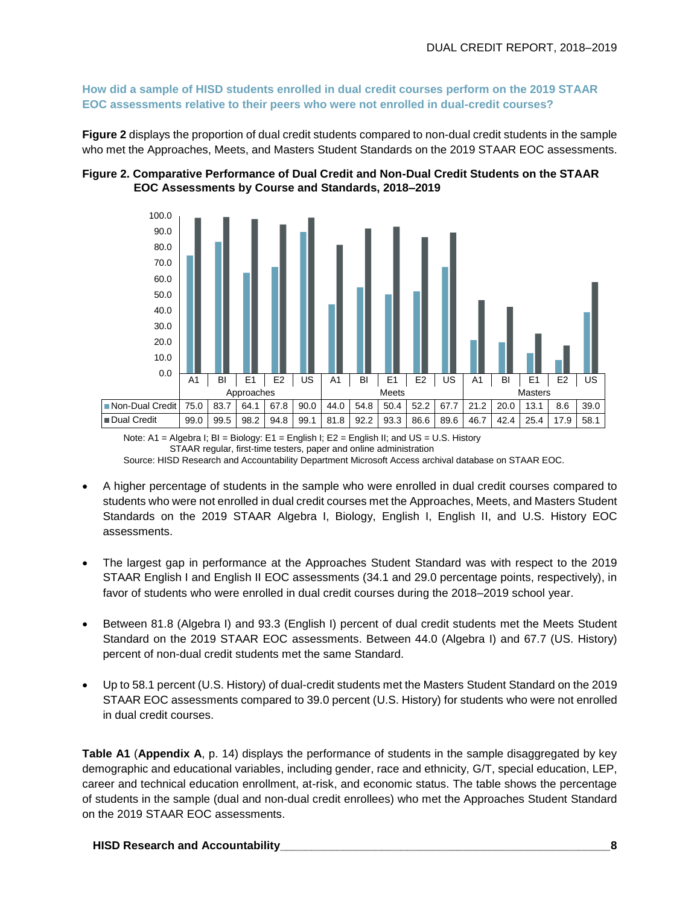**How did a sample of HISD students enrolled in dual credit courses perform on the 2019 STAAR EOC assessments relative to their peers who were not enrolled in dual-credit courses?**

**Figure 2** displays the proportion of dual credit students compared to non-dual credit students in the sample who met the Approaches, Meets, and Masters Student Standards on the 2019 STAAR EOC assessments.

**Figure 2. Comparative Performance of Dual Credit and Non-Dual Credit Students on the STAAR EOC Assessments by Course and Standards, 2018–2019**

| | Approaches | | | | | Meets | | | | | Masters | | | | |
|---|---|---|---|---|---|---|---|---|---|---|---|---|---|---|---|
| | A1 | BI | E1 | E2 | US | A1 | BI | E1 | E2 | US | A1 | BI | E1 | E2 | US |
| Non-Dual Credit | 75.0 | 83.7 | 64.1 | 67.8 | 90.0 | 44.0 | 54.8 | 50.4 | 52.2 | 67.7 | 21.2 | 20.0 | 13.1 | 8.6 | 39.0 |
| Dual Credit | 99.0 | 99.5 | 98.2 | 94.8 | 99.1 | 81.8 | 92.2 | 93.3 | 86.6 | 89.6 | 46.7 | 42.4 | 25.4 | 17.9 | 58.1 |

Note: A1 = Algebra I; BI = Biology: E1 = English I; E2 = English II; and US = U.S. History
STAAR regular, first-time testers, paper and online administration
Source: HISD Research and Accountability Department Microsoft Access archival database on STAAR EOC.

- A higher percentage of students in the sample who were enrolled in dual credit courses compared to students who were not enrolled in dual credit courses met the Approaches, Meets, and Masters Student Standards on the 2019 STAAR Algebra I, Biology, English I, English II, and U.S. History EOC assessments.
- The largest gap in performance at the Approaches Student Standard was with respect to the 2019 STAAR English I and English II EOC assessments (34.1 and 29.0 percentage points, respectively), in favor of students who were enrolled in dual credit courses during the 2018–2019 school year.
- Between 81.8 (Algebra I) and 93.3 (English I) percent of dual credit students met the Meets Student Standard on the 2019 STAAR EOC assessments. Between 44.0 (Algebra I) and 67.7 (US. History) percent of non-dual credit students met the same Standard.
- Up to 58.1 percent (U.S. History) of dual-credit students met the Masters Student Standard on the 2019 STAAR EOC assessments compared to 39.0 percent (U.S. History) for students who were not enrolled in dual credit courses.

**Table A1** (**Appendix A**, p. 14) displays the performance of students in the sample disaggregated by key demographic and educational variables, including gender, race and ethnicity, G/T, special education, LEP, career and technical education enrollment, at-risk, and economic status. The table shows the percentage of students in the sample (dual and non-dual credit enrollees) who met the Approaches Student Standard on the 2019 STAAR EOC assessments.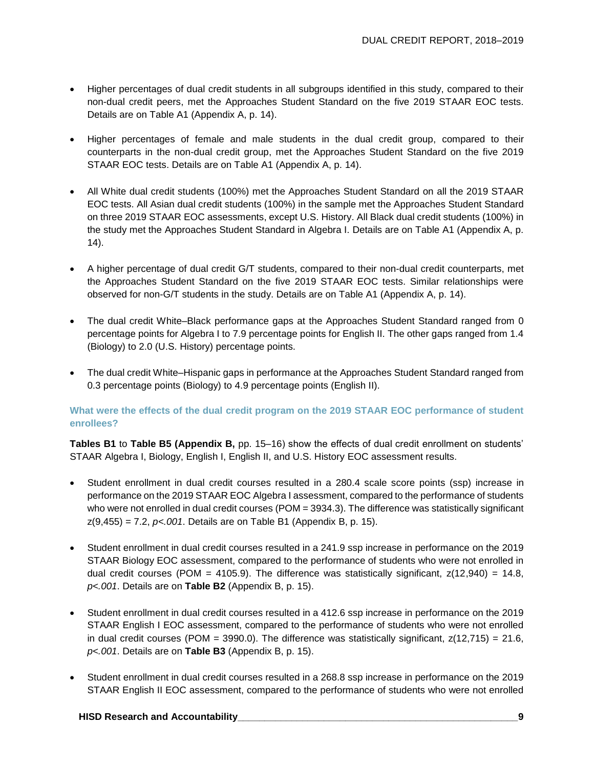- Higher percentages of dual credit students in all subgroups identified in this study, compared to their non-dual credit peers, met the Approaches Student Standard on the five 2019 STAAR EOC tests. Details are on Table A1 (Appendix A, p. 14).

- Higher percentages of female and male students in the dual credit group, compared to their counterparts in the non-dual credit group, met the Approaches Student Standard on the five 2019 STAAR EOC tests. Details are on Table A1 (Appendix A, p. 14).

- All White dual credit students (100%) met the Approaches Student Standard on all the 2019 STAAR EOC tests. All Asian dual credit students (100%) in the sample met the Approaches Student Standard on three 2019 STAAR EOC assessments, except U.S. History. All Black dual credit students (100%) in the study met the Approaches Student Standard in Algebra I. Details are on Table A1 (Appendix A, p. 14).

- A higher percentage of dual credit G/T students, compared to their non-dual credit counterparts, met the Approaches Student Standard on the five 2019 STAAR EOC tests. Similar relationships were observed for non-G/T students in the study. Details are on Table A1 (Appendix A, p. 14).

- The dual credit White–Black performance gaps at the Approaches Student Standard ranged from 0 percentage points for Algebra I to 7.9 percentage points for English II. The other gaps ranged from 1.4 (Biology) to 2.0 (U.S. History) percentage points.

- The dual credit White–Hispanic gaps in performance at the Approaches Student Standard ranged from 0.3 percentage points (Biology) to 4.9 percentage points (English II).

### What were the effects of the dual credit program on the 2019 STAAR EOC performance of student enrollees?

**Tables B1** to **Table B5 (Appendix B,** pp. 15–16) show the effects of dual credit enrollment on students' STAAR Algebra I, Biology, English I, English II, and U.S. History EOC assessment results.

- Student enrollment in dual credit courses resulted in a 280.4 scale score points (ssp) increase in performance on the 2019 STAAR EOC Algebra I assessment, compared to the performance of students who were not enrolled in dual credit courses (POM = 3934.3). The difference was statistically significant $z(9{,}455) = 7.2$, $p<.001$. Details are on Table B1 (Appendix B, p. 15).

- Student enrollment in dual credit courses resulted in a 241.9 ssp increase in performance on the 2019 STAAR Biology EOC assessment, compared to the performance of students who were not enrolled in dual credit courses (POM = 4105.9). The difference was statistically significant, $z(12{,}940) = 14.8$, $p<.001$. Details are on **Table B2** (Appendix B, p. 15).

- Student enrollment in dual credit courses resulted in a 412.6 ssp increase in performance on the 2019 STAAR English I EOC assessment, compared to the performance of students who were not enrolled in dual credit courses (POM = 3990.0). The difference was statistically significant, $z(12{,}715) = 21.6$, $p<.001$. Details are on **Table B3** (Appendix B, p. 15).

- Student enrollment in dual credit courses resulted in a 268.8 ssp increase in performance on the 2019 STAAR English II EOC assessment, compared to the performance of students who were not enrolled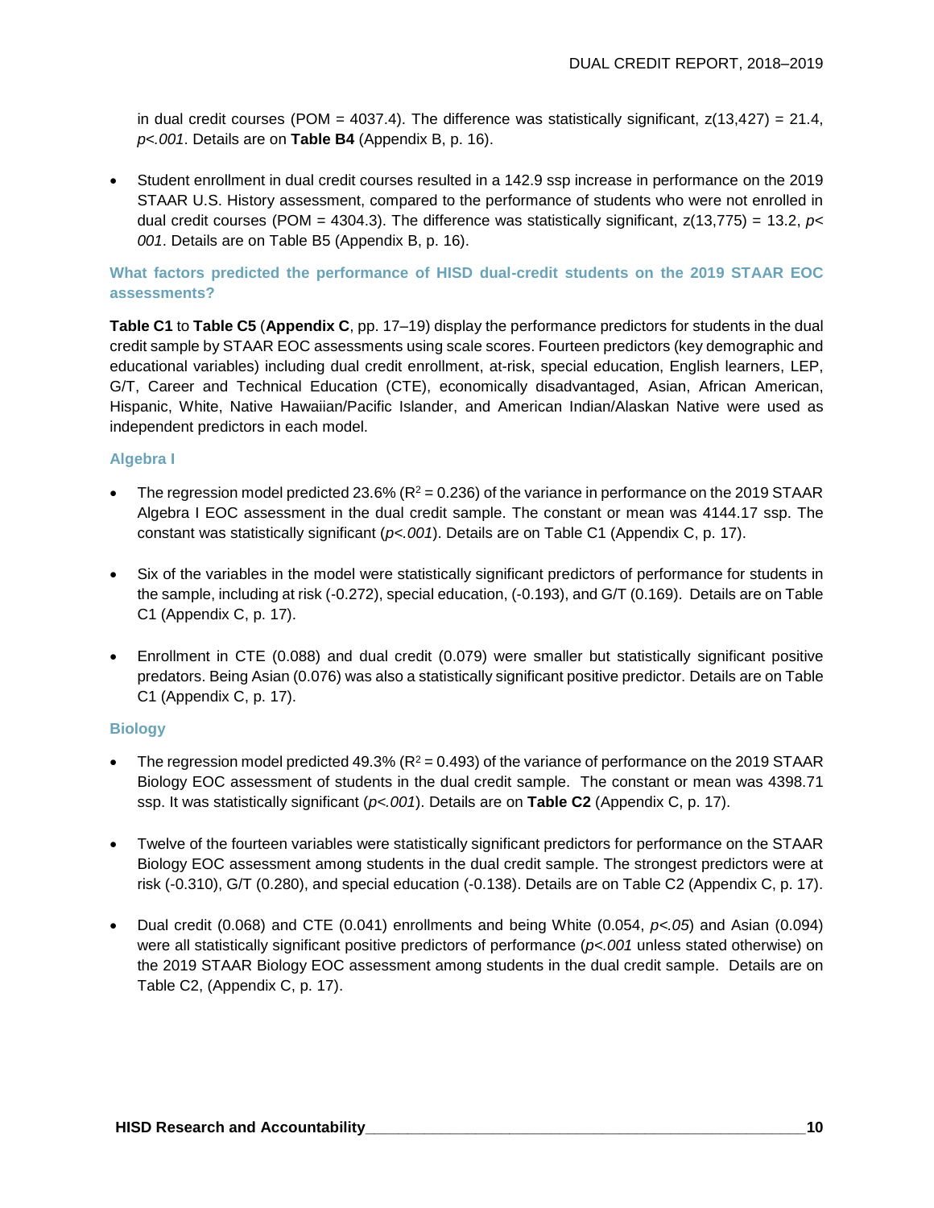in dual credit courses (POM = 4037.4). The difference was statistically significant, z(13,427) = 21.4, *p<.001*. Details are on **Table B4** (Appendix B, p. 16).

- Student enrollment in dual credit courses resulted in a 142.9 ssp increase in performance on the 2019 STAAR U.S. History assessment, compared to the performance of students who were not enrolled in dual credit courses (POM = 4304.3). The difference was statistically significant, z(13,775) = 13.2, *p< 001*. Details are on Table B5 (Appendix B, p. 16).

### What factors predicted the performance of HISD dual-credit students on the 2019 STAAR EOC assessments?

**Table C1** to **Table C5** (**Appendix C**, pp. 17–19) display the performance predictors for students in the dual credit sample by STAAR EOC assessments using scale scores. Fourteen predictors (key demographic and educational variables) including dual credit enrollment, at-risk, special education, English learners, LEP, G/T, Career and Technical Education (CTE), economically disadvantaged, Asian, African American, Hispanic, White, Native Hawaiian/Pacific Islander, and American Indian/Alaskan Native were used as independent predictors in each model.

#### Algebra I

- The regression model predicted 23.6% ($R^2$ = 0.236) of the variance in performance on the 2019 STAAR Algebra I EOC assessment in the dual credit sample. The constant or mean was 4144.17 ssp. The constant was statistically significant (*p<.001*). Details are on Table C1 (Appendix C, p. 17).

- Six of the variables in the model were statistically significant predictors of performance for students in the sample, including at risk (-0.272), special education, (-0.193), and G/T (0.169). Details are on Table C1 (Appendix C, p. 17).

- Enrollment in CTE (0.088) and dual credit (0.079) were smaller but statistically significant positive predators. Being Asian (0.076) was also a statistically significant positive predictor. Details are on Table C1 (Appendix C, p. 17).

#### Biology

- The regression model predicted 49.3% ($R^2$ = 0.493) of the variance of performance on the 2019 STAAR Biology EOC assessment of students in the dual credit sample. The constant or mean was 4398.71 ssp. It was statistically significant (*p<.001*). Details are on **Table C2** (Appendix C, p. 17).

- Twelve of the fourteen variables were statistically significant predictors for performance on the STAAR Biology EOC assessment among students in the dual credit sample. The strongest predictors were at risk (-0.310), G/T (0.280), and special education (-0.138). Details are on Table C2 (Appendix C, p. 17).

- Dual credit (0.068) and CTE (0.041) enrollments and being White (0.054, *p<.05*) and Asian (0.094) were all statistically significant positive predictors of performance (*p<.001* unless stated otherwise) on the 2019 STAAR Biology EOC assessment among students in the dual credit sample. Details are on Table C2, (Appendix C, p. 17).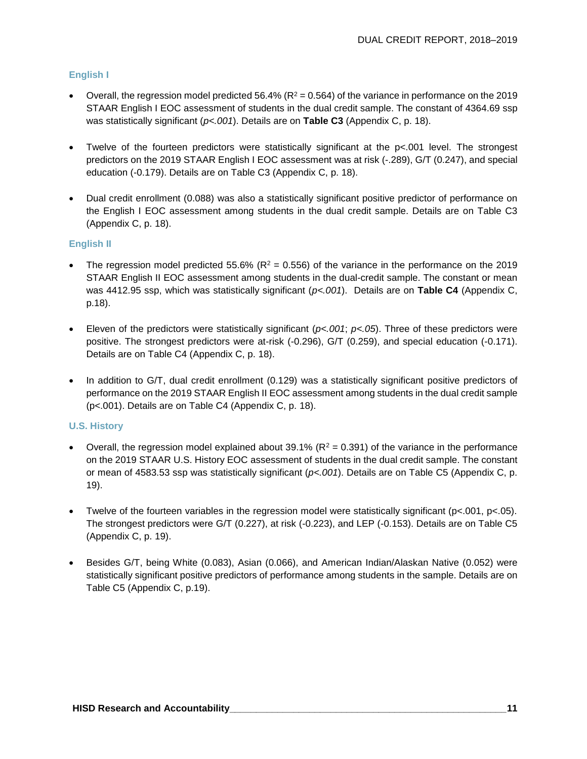### English I

- Overall, the regression model predicted 56.4% ($R^2$ = 0.564) of the variance in performance on the 2019 STAAR English I EOC assessment of students in the dual credit sample. The constant of 4364.69 ssp was statistically significant (*p<.001*). Details are on **Table C3** (Appendix C, p. 18).

- Twelve of the fourteen predictors were statistically significant at the p<.001 level. The strongest predictors on the 2019 STAAR English I EOC assessment was at risk (-.289), G/T (0.247), and special education (-0.179). Details are on Table C3 (Appendix C, p. 18).

- Dual credit enrollment (0.088) was also a statistically significant positive predictor of performance on the English I EOC assessment among students in the dual credit sample. Details are on Table C3 (Appendix C, p. 18).

### English II

- The regression model predicted 55.6% ($R^2$ = 0.556) of the variance in the performance on the 2019 STAAR English II EOC assessment among students in the dual-credit sample. The constant or mean was 4412.95 ssp, which was statistically significant (*p<.001*). Details are on **Table C4** (Appendix C, p.18).

- Eleven of the predictors were statistically significant (*p<.001*; *p<.05*). Three of these predictors were positive. The strongest predictors were at-risk (-0.296), G/T (0.259), and special education (-0.171). Details are on Table C4 (Appendix C, p. 18).

- In addition to G/T, dual credit enrollment (0.129) was a statistically significant positive predictors of performance on the 2019 STAAR English II EOC assessment among students in the dual credit sample (p<.001). Details are on Table C4 (Appendix C, p. 18).

### U.S. History

- Overall, the regression model explained about 39.1% ($R^2$ = 0.391) of the variance in the performance on the 2019 STAAR U.S. History EOC assessment of students in the dual credit sample. The constant or mean of 4583.53 ssp was statistically significant (*p<.001*). Details are on Table C5 (Appendix C, p. 19).

- Twelve of the fourteen variables in the regression model were statistically significant (p<.001, p<.05). The strongest predictors were G/T (0.227), at risk (-0.223), and LEP (-0.153). Details are on Table C5 (Appendix C, p. 19).

- Besides G/T, being White (0.083), Asian (0.066), and American Indian/Alaskan Native (0.052) were statistically significant positive predictors of performance among students in the sample. Details are on Table C5 (Appendix C, p.19).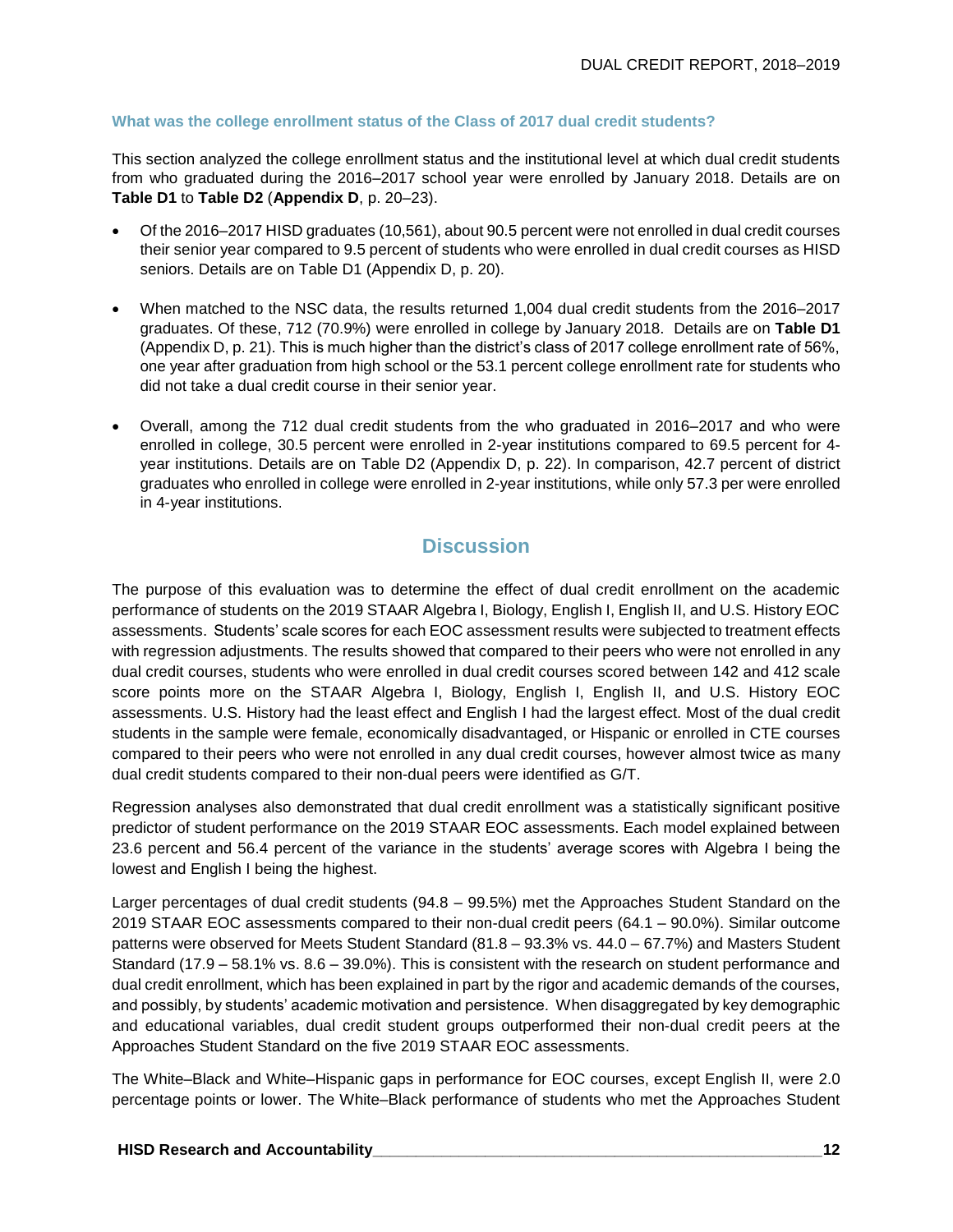### What was the college enrollment status of the Class of 2017 dual credit students?

This section analyzed the college enrollment status and the institutional level at which dual credit students from who graduated during the 2016–2017 school year were enrolled by January 2018. Details are on **Table D1** to **Table D2** (**Appendix D**, p. 20–23).

- Of the 2016–2017 HISD graduates (10,561), about 90.5 percent were not enrolled in dual credit courses their senior year compared to 9.5 percent of students who were enrolled in dual credit courses as HISD seniors. Details are on Table D1 (Appendix D, p. 20).
- When matched to the NSC data, the results returned 1,004 dual credit students from the 2016–2017 graduates. Of these, 712 (70.9%) were enrolled in college by January 2018. Details are on **Table D1** (Appendix D, p. 21). This is much higher than the district's class of 2017 college enrollment rate of 56%, one year after graduation from high school or the 53.1 percent college enrollment rate for students who did not take a dual credit course in their senior year.
- Overall, among the 712 dual credit students from the who graduated in 2016–2017 and who were enrolled in college, 30.5 percent were enrolled in 2-year institutions compared to 69.5 percent for 4-year institutions. Details are on Table D2 (Appendix D, p. 22). In comparison, 42.7 percent of district graduates who enrolled in college were enrolled in 2-year institutions, while only 57.3 per were enrolled in 4-year institutions.

## Discussion

The purpose of this evaluation was to determine the effect of dual credit enrollment on the academic performance of students on the 2019 STAAR Algebra I, Biology, English I, English II, and U.S. History EOC assessments. Students' scale scores for each EOC assessment results were subjected to treatment effects with regression adjustments. The results showed that compared to their peers who were not enrolled in any dual credit courses, students who were enrolled in dual credit courses scored between 142 and 412 scale score points more on the STAAR Algebra I, Biology, English I, English II, and U.S. History EOC assessments. U.S. History had the least effect and English I had the largest effect. Most of the dual credit students in the sample were female, economically disadvantaged, or Hispanic or enrolled in CTE courses compared to their peers who were not enrolled in any dual credit courses, however almost twice as many dual credit students compared to their non-dual peers were identified as G/T.

Regression analyses also demonstrated that dual credit enrollment was a statistically significant positive predictor of student performance on the 2019 STAAR EOC assessments. Each model explained between 23.6 percent and 56.4 percent of the variance in the students' average scores with Algebra I being the lowest and English I being the highest.

Larger percentages of dual credit students (94.8 – 99.5%) met the Approaches Student Standard on the 2019 STAAR EOC assessments compared to their non-dual credit peers (64.1 – 90.0%). Similar outcome patterns were observed for Meets Student Standard (81.8 – 93.3% vs. 44.0 – 67.7%) and Masters Student Standard (17.9 – 58.1% vs. 8.6 – 39.0%). This is consistent with the research on student performance and dual credit enrollment, which has been explained in part by the rigor and academic demands of the courses, and possibly, by students' academic motivation and persistence. When disaggregated by key demographic and educational variables, dual credit student groups outperformed their non-dual credit peers at the Approaches Student Standard on the five 2019 STAAR EOC assessments.

The White–Black and White–Hispanic gaps in performance for EOC courses, except English II, were 2.0 percentage points or lower. The White–Black performance of students who met the Approaches Student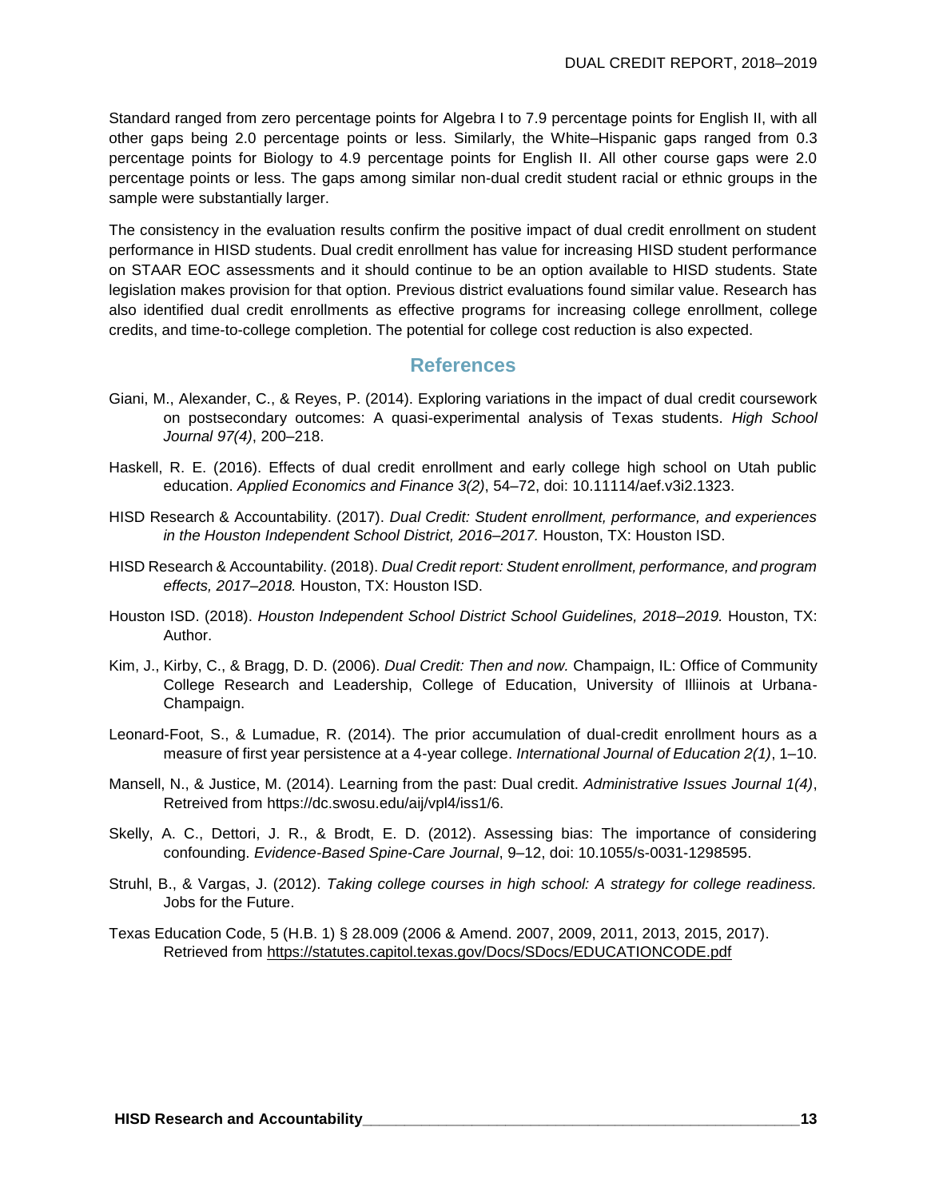Standard ranged from zero percentage points for Algebra I to 7.9 percentage points for English II, with all other gaps being 2.0 percentage points or less. Similarly, the White–Hispanic gaps ranged from 0.3 percentage points for Biology to 4.9 percentage points for English II. All other course gaps were 2.0 percentage points or less. The gaps among similar non-dual credit student racial or ethnic groups in the sample were substantially larger.

The consistency in the evaluation results confirm the positive impact of dual credit enrollment on student performance in HISD students. Dual credit enrollment has value for increasing HISD student performance on STAAR EOC assessments and it should continue to be an option available to HISD students. State legislation makes provision for that option. Previous district evaluations found similar value. Research has also identified dual credit enrollments as effective programs for increasing college enrollment, college credits, and time-to-college completion. The potential for college cost reduction is also expected.

## References

Giani, M., Alexander, C., & Reyes, P. (2014). Exploring variations in the impact of dual credit coursework on postsecondary outcomes: A quasi-experimental analysis of Texas students. *High School Journal 97(4)*, 200–218.

Haskell, R. E. (2016). Effects of dual credit enrollment and early college high school on Utah public education. *Applied Economics and Finance 3(2)*, 54–72, doi: 10.11114/aef.v3i2.1323.

HISD Research & Accountability. (2017). *Dual Credit: Student enrollment, performance, and experiences in the Houston Independent School District, 2016–2017.* Houston, TX: Houston ISD.

HISD Research & Accountability. (2018). *Dual Credit report: Student enrollment, performance, and program effects, 2017–2018.* Houston, TX: Houston ISD.

Houston ISD. (2018). *Houston Independent School District School Guidelines, 2018–2019.* Houston, TX: Author.

Kim, J., Kirby, C., & Bragg, D. D. (2006). *Dual Credit: Then and now.* Champaign, IL: Office of Community College Research and Leadership, College of Education, University of Illiinois at Urbana-Champaign.

Leonard-Foot, S., & Lumadue, R. (2014). The prior accumulation of dual-credit enrollment hours as a measure of first year persistence at a 4-year college. *International Journal of Education 2(1)*, 1–10.

Mansell, N., & Justice, M. (2014). Learning from the past: Dual credit. *Administrative Issues Journal 1(4)*, Retreived from https://dc.swosu.edu/aij/vpl4/iss1/6.

Skelly, A. C., Dettori, J. R., & Brodt, E. D. (2012). Assessing bias: The importance of considering confounding. *Evidence-Based Spine-Care Journal*, 9–12, doi: 10.1055/s-0031-1298595.

Struhl, B., & Vargas, J. (2012). *Taking college courses in high school: A strategy for college readiness.* Jobs for the Future.

Texas Education Code, 5 (H.B. 1) § 28.009 (2006 & Amend. 2007, 2009, 2011, 2013, 2015, 2017). Retrieved from https://statutes.capitol.texas.gov/Docs/SDocs/EDUCATIONCODE.pdf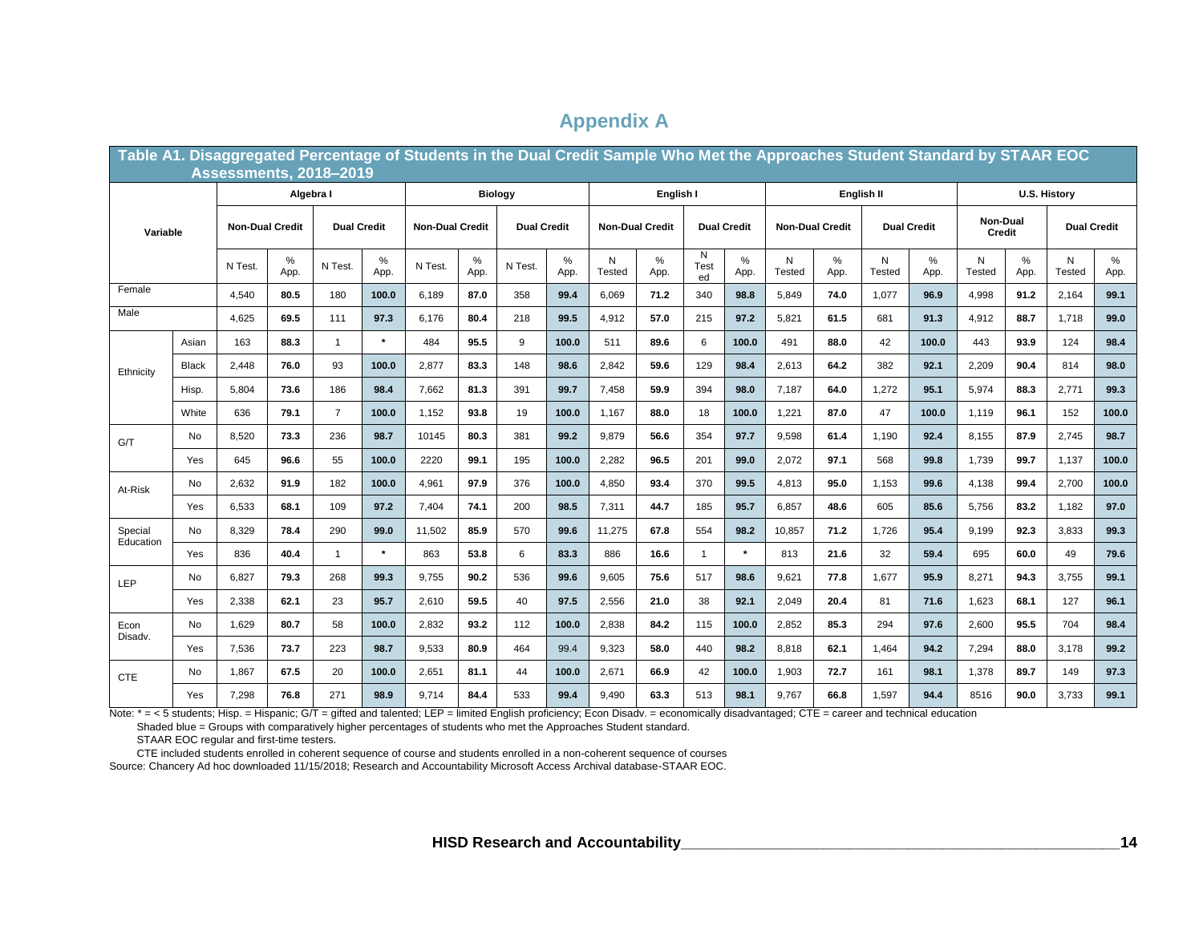# Appendix A

**Table A1. Disaggregated Percentage of Students in the Dual Credit Sample Who Met the Approaches Student Standard by STAAR EOC Assessments, 2018–2019**

| Variable | | Algebra I | | | | Biology | | | | English I | | | | English II | | | | U.S. History | | | |
|---|---|---|---|---|---|---|---|---|---|---|---|---|---|---|---|---|---|---|---|---|---|
| | | Non-Dual Credit | | Dual Credit | | Non-Dual Credit | | Dual Credit | | Non-Dual Credit | | Dual Credit | | Non-Dual Credit | | Dual Credit | | Non-Dual Credit | | Dual Credit | |
| | | N Test. | % App. | N Test. | % App. | N Test. | % App. | N Test. | % App. | N Tested | % App. | N Tested | % App. | N Tested | % App. | N Tested | % App. | N Tested | % App. | N Tested | % App. |
| Female | | 4,540 | **80.5** | 180 | **100.0** | 6,189 | **87.0** | 358 | **99.4** | 6,069 | **71.2** | 340 | **98.8** | 5,849 | **74.0** | 1,077 | **96.9** | 4,998 | **91.2** | 2,164 | **99.1** |
| Male | | 4,625 | **69.5** | 111 | **97.3** | 6,176 | **80.4** | 218 | **99.5** | 4,912 | **57.0** | 215 | **97.2** | 5,821 | **61.5** | 681 | **91.3** | 4,912 | **88.7** | 1,718 | **99.0** |
| Ethnicity | Asian | 163 | **88.3** | 1 | * | 484 | **95.5** | 9 | **100.0** | 511 | **89.6** | 6 | **100.0** | 491 | **88.0** | 42 | **100.0** | 443 | **93.9** | 124 | **98.4** |
| | Black | 2,448 | **76.0** | 93 | **100.0** | 2,877 | **83.3** | 148 | **98.6** | 2,842 | **59.6** | 129 | **98.4** | 2,613 | **64.2** | 382 | **92.1** | 2,209 | **90.4** | 814 | **98.0** |
| | Hisp. | 5,804 | **73.6** | 186 | **98.4** | 7,662 | **81.3** | 391 | **99.7** | 7,458 | **59.9** | 394 | **98.0** | 7,187 | **64.0** | 1,272 | **95.1** | 5,974 | **88.3** | 2,771 | **99.3** |
| | White | 636 | **79.1** | 7 | **100.0** | 1,152 | **93.8** | 19 | **100.0** | 1,167 | **88.0** | 18 | **100.0** | 1,221 | **87.0** | 47 | **100.0** | 1,119 | **96.1** | 152 | **100.0** |
| G/T | No | 8,520 | **73.3** | 236 | **98.7** | 10145 | **80.3** | 381 | **99.2** | 9,879 | **56.6** | 354 | **97.7** | 9,598 | **61.4** | 1,190 | **92.4** | 8,155 | **87.9** | 2,745 | **98.7** |
| | Yes | 645 | **96.6** | 55 | **100.0** | 2220 | **99.1** | 195 | **100.0** | 2,282 | **96.5** | 201 | **99.0** | 2,072 | **97.1** | 568 | **99.8** | 1,739 | **99.7** | 1,137 | **100.0** |
| At-Risk | No | 2,632 | **91.9** | 182 | **100.0** | 4,961 | **97.9** | 376 | **100.0** | 4,850 | **93.4** | 370 | **99.5** | 4,813 | **95.0** | 1,153 | **99.6** | 4,138 | **99.4** | 2,700 | **100.0** |
| | Yes | 6,533 | **68.1** | 109 | **97.2** | 7,404 | **74.1** | 200 | **98.5** | 7,311 | **44.7** | 185 | **95.7** | 6,857 | **48.6** | 605 | **85.6** | 5,756 | **83.2** | 1,182 | **97.0** |
| Special Education | No | 8,329 | **78.4** | 290 | **99.0** | 11,502 | **85.9** | 570 | **99.6** | 11,275 | **67.8** | 554 | **98.2** | 10,857 | **71.2** | 1,726 | **95.4** | 9,199 | **92.3** | 3,833 | **99.3** |
| | Yes | 836 | **40.4** | 1 | * | 863 | **53.8** | 6 | **83.3** | 886 | **16.6** | 1 | * | 813 | **21.6** | 32 | **59.4** | 695 | **60.0** | 49 | **79.6** |
| LEP | No | 6,827 | **79.3** | 268 | **99.3** | 9,755 | **90.2** | 536 | **99.6** | 9,605 | **75.6** | 517 | **98.6** | 9,621 | **77.8** | 1,677 | **95.9** | 8,271 | **94.3** | 3,755 | **99.1** |
| | Yes | 2,338 | **62.1** | 23 | **95.7** | 2,610 | **59.5** | 40 | **97.5** | 2,556 | **21.0** | 38 | **92.1** | 2,049 | **20.4** | 81 | **71.6** | 1,623 | **68.1** | 127 | **96.1** |
| Econ Disadv. | No | 1,629 | **80.7** | 58 | **100.0** | 2,832 | **93.2** | 112 | **100.0** | 2,838 | **84.2** | 115 | **100.0** | 2,852 | **85.3** | 294 | **97.6** | 2,600 | **95.5** | 704 | **98.4** |
| | Yes | 7,536 | **73.7** | 223 | **98.7** | 9,533 | **80.9** | 464 | 99.4 | 9,323 | **58.0** | 440 | **98.2** | 8,818 | **62.1** | 1,464 | **94.2** | 7,294 | **88.0** | 3,178 | **99.2** |
| CTE | No | 1,867 | **67.5** | 20 | **100.0** | 2,651 | **81.1** | 44 | **100.0** | 2,671 | **66.9** | 42 | **100.0** | 1,903 | **72.7** | 161 | **98.1** | 1,378 | **89.7** | 149 | **97.3** |
| | Yes | 7,298 | **76.8** | 271 | **98.9** | 9,714 | **84.4** | 533 | **99.4** | 9,490 | **63.3** | 513 | **98.1** | 9,767 | **66.8** | 1,597 | **94.4** | 8516 | **90.0** | 3,733 | **99.1** |

Note: * = < 5 students; Hisp. = Hispanic; G/T = gifted and talented; LEP = limited English proficiency; Econ Disadv. = economically disadvantaged; CTE = career and technical education

Shaded blue = Groups with comparatively higher percentages of students who met the Approaches Student standard.

STAAR EOC regular and first-time testers.

CTE included students enrolled in coherent sequence of course and students enrolled in a non-coherent sequence of courses

Source: Chancery Ad hoc downloaded 11/15/2018; Research and Accountability Microsoft Access Archival database-STAAR EOC.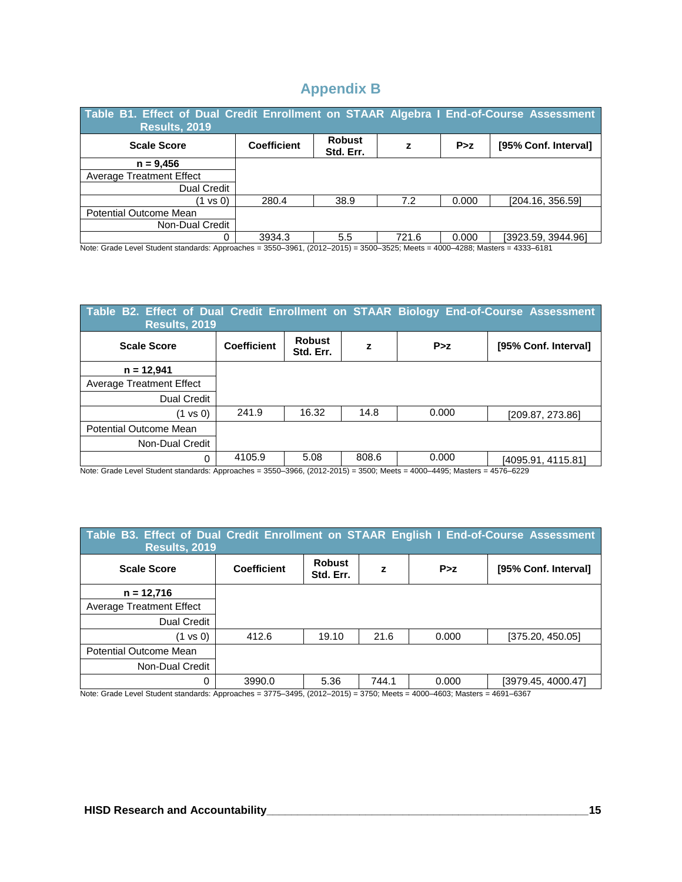# Appendix B

**Table B1. Effect of Dual Credit Enrollment on STAAR Algebra I End-of-Course Assessment Results, 2019**

| Scale Score | Coefficient | Robust Std. Err. | z | P>z | [95% Conf. Interval] |
|---|---|---|---|---|---|
| **n = 9,456** | | | | | |
| Average Treatment Effect | | | | | |
| Dual Credit | | | | | |
| (1 vs 0) | 280.4 | 38.9 | 7.2 | 0.000 | [204.16, 356.59] |
| Potential Outcome Mean | | | | | |
| Non-Dual Credit | | | | | |
| 0 | 3934.3 | 5.5 | 721.6 | 0.000 | [3923.59, 3944.96] |

Note: Grade Level Student standards: Approaches = 3550–3961, (2012–2015) = 3500–3525; Meets = 4000–4288; Masters = 4333–6181

**Table B2. Effect of Dual Credit Enrollment on STAAR Biology End-of-Course Assessment Results, 2019**

| Scale Score | Coefficient | Robust Std. Err. | z | P>z | [95% Conf. Interval] |
|---|---|---|---|---|---|
| **n = 12,941** | | | | | |
| Average Treatment Effect | | | | | |
| Dual Credit | | | | | |
| (1 vs 0) | 241.9 | 16.32 | 14.8 | 0.000 | [209.87, 273.86] |
| Potential Outcome Mean | | | | | |
| Non-Dual Credit | | | | | |
| 0 | 4105.9 | 5.08 | 808.6 | 0.000 | [4095.91, 4115.81] |

Note: Grade Level Student standards: Approaches = 3550–3966, (2012-2015) = 3500; Meets = 4000–4495; Masters = 4576–6229

**Table B3. Effect of Dual Credit Enrollment on STAAR English I End-of-Course Assessment Results, 2019**

| Scale Score | Coefficient | Robust Std. Err. | z | P>z | [95% Conf. Interval] |
|---|---|---|---|---|---|
| **n = 12,716** | | | | | |
| Average Treatment Effect | | | | | |
| Dual Credit | | | | | |
| (1 vs 0) | 412.6 | 19.10 | 21.6 | 0.000 | [375.20, 450.05] |
| Potential Outcome Mean | | | | | |
| Non-Dual Credit | | | | | |
| 0 | 3990.0 | 5.36 | 744.1 | 0.000 | [3979.45, 4000.47] |

Note: Grade Level Student standards: Approaches = 3775–3495, (2012–2015) = 3750; Meets = 4000–4603; Masters = 4691–6367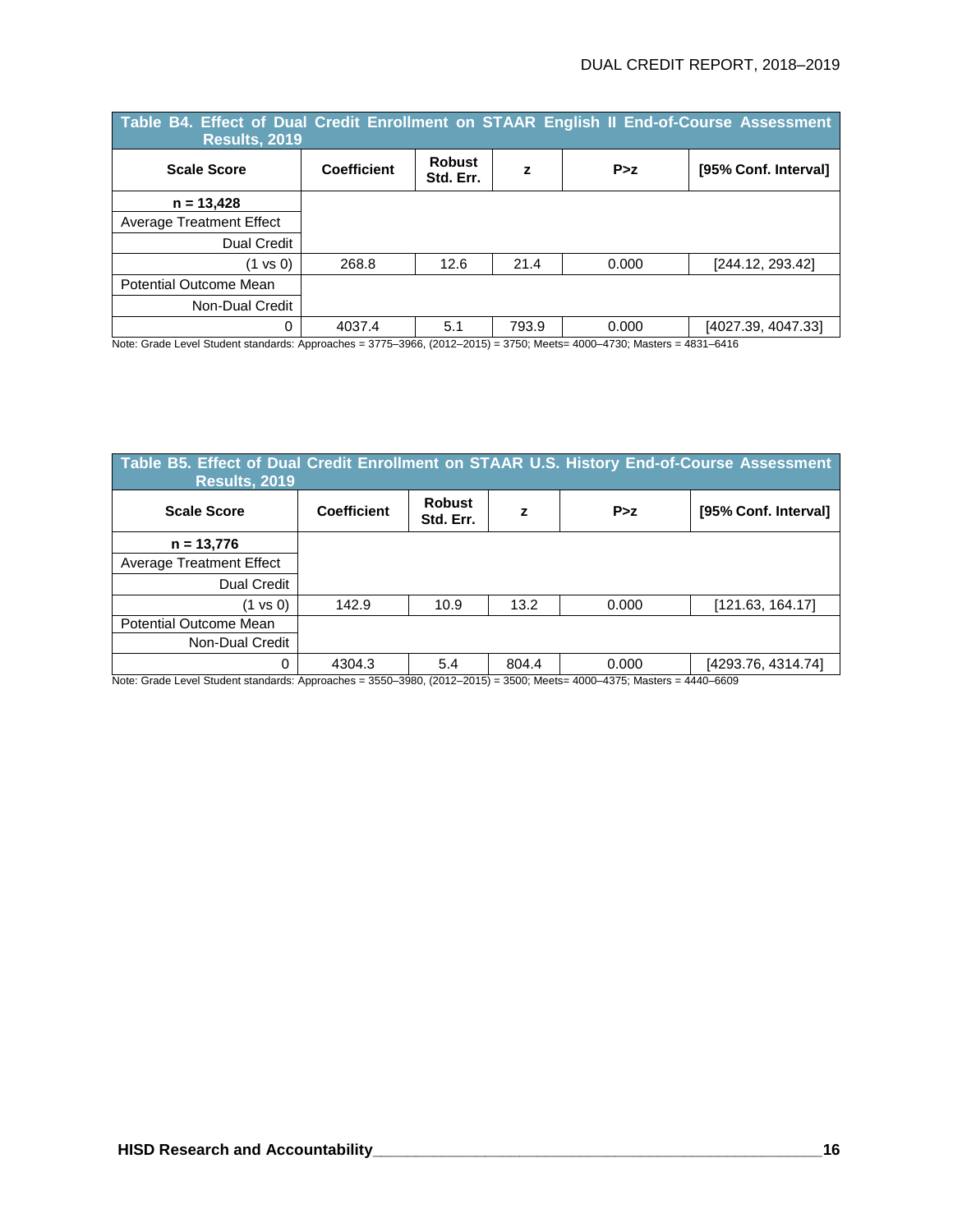**Table B4. Effect of Dual Credit Enrollment on STAAR English II End-of-Course Assessment Results, 2019**

| Scale Score | Coefficient | Robust Std. Err. | z | P>z | [95% Conf. Interval] |
|---|---|---|---|---|---|
| **n = 13,428** | | | | | |
| Average Treatment Effect | | | | | |
| Dual Credit | | | | | |
| (1 vs 0) | 268.8 | 12.6 | 21.4 | 0.000 | [244.12, 293.42] |
| Potential Outcome Mean | | | | | |
| Non-Dual Credit | | | | | |
| 0 | 4037.4 | 5.1 | 793.9 | 0.000 | [4027.39, 4047.33] |

Note: Grade Level Student standards: Approaches = 3775–3966, (2012–2015) = 3750; Meets= 4000–4730; Masters = 4831–6416

**Table B5. Effect of Dual Credit Enrollment on STAAR U.S. History End-of-Course Assessment Results, 2019**

| Scale Score | Coefficient | Robust Std. Err. | z | P>z | [95% Conf. Interval] |
|---|---|---|---|---|---|
| **n = 13,776** | | | | | |
| Average Treatment Effect | | | | | |
| Dual Credit | | | | | |
| (1 vs 0) | 142.9 | 10.9 | 13.2 | 0.000 | [121.63, 164.17] |
| Potential Outcome Mean | | | | | |
| Non-Dual Credit | | | | | |
| 0 | 4304.3 | 5.4 | 804.4 | 0.000 | [4293.76, 4314.74] |

Note: Grade Level Student standards: Approaches = 3550–3980, (2012–2015) = 3500; Meets= 4000–4375; Masters = 4440–6609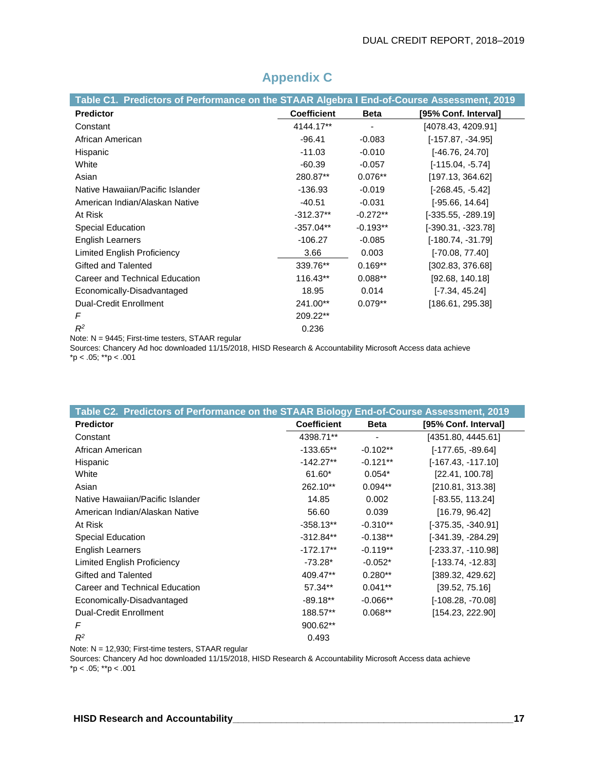# Appendix C

**Table C1. Predictors of Performance on the STAAR Algebra I End-of-Course Assessment, 2019**

| Predictor | Coefficient | Beta | [95% Conf. Interval] |
|---|---|---|---|
| Constant | 4144.17** | - | [4078.43, 4209.91] |
| African American | -96.41 | -0.083 | [-157.87, -34.95] |
| Hispanic | -11.03 | -0.010 | [-46.76, 24.70] |
| White | -60.39 | -0.057 | [-115.04, -5.74] |
| Asian | 280.87** | 0.076** | [197.13, 364.62] |
| Native Hawaiian/Pacific Islander | -136.93 | -0.019 | [-268.45, -5.42] |
| American Indian/Alaskan Native | -40.51 | -0.031 | [-95.66, 14.64] |
| At Risk | -312.37** | -0.272** | [-335.55, -289.19] |
| Special Education | -357.04** | -0.193** | [-390.31, -323.78] |
| English Learners | -106.27 | -0.085 | [-180.74, -31.79] |
| Limited English Proficiency | 3.66 | 0.003 | [-70.08, 77.40] |
| Gifted and Talented | 339.76** | 0.169** | [302.83, 376.68] |
| Career and Technical Education | 116.43** | 0.088** | [92.68, 140.18] |
| Economically-Disadvantaged | 18.95 | 0.014 | [-7.34, 45.24] |
| Dual-Credit Enrollment | 241.00** | 0.079** | [186.61, 295.38] |
| $F$ | 209.22** | | |
| $R^2$ | 0.236 | | |

Note: N = 9445; First-time testers, STAAR regular
Sources: Chancery Ad hoc downloaded 11/15/2018, HISD Research & Accountability Microsoft Access data achieve
*p < .05; **p < .001

**Table C2. Predictors of Performance on the STAAR Biology End-of-Course Assessment, 2019**

| Predictor | Coefficient | Beta | [95% Conf. Interval] |
|---|---|---|---|
| Constant | 4398.71** | - | [4351.80, 4445.61] |
| African American | -133.65** | -0.102** | [-177.65, -89.64] |
| Hispanic | -142.27** | -0.121** | [-167.43, -117.10] |
| White | 61.60* | 0.054* | [22.41, 100.78] |
| Asian | 262.10** | 0.094** | [210.81, 313.38] |
| Native Hawaiian/Pacific Islander | 14.85 | 0.002 | [-83.55, 113.24] |
| American Indian/Alaskan Native | 56.60 | 0.039 | [16.79, 96.42] |
| At Risk | -358.13** | -0.310** | [-375.35, -340.91] |
| Special Education | -312.84** | -0.138** | [-341.39, -284.29] |
| English Learners | -172.17** | -0.119** | [-233.37, -110.98] |
| Limited English Proficiency | -73.28* | -0.052* | [-133.74, -12.83] |
| Gifted and Talented | 409.47** | 0.280** | [389.32, 429.62] |
| Career and Technical Education | 57.34** | 0.041** | [39.52, 75.16] |
| Economically-Disadvantaged | -89.18** | -0.066** | [-108.28, -70.08] |
| Dual-Credit Enrollment | 188.57** | 0.068** | [154.23, 222.90] |
| $F$ | 900.62** | | |
| $R^2$ | 0.493 | | |

Note: N = 12,930; First-time testers, STAAR regular
Sources: Chancery Ad hoc downloaded 11/15/2018, HISD Research & Accountability Microsoft Access data achieve
*p < .05; **p < .001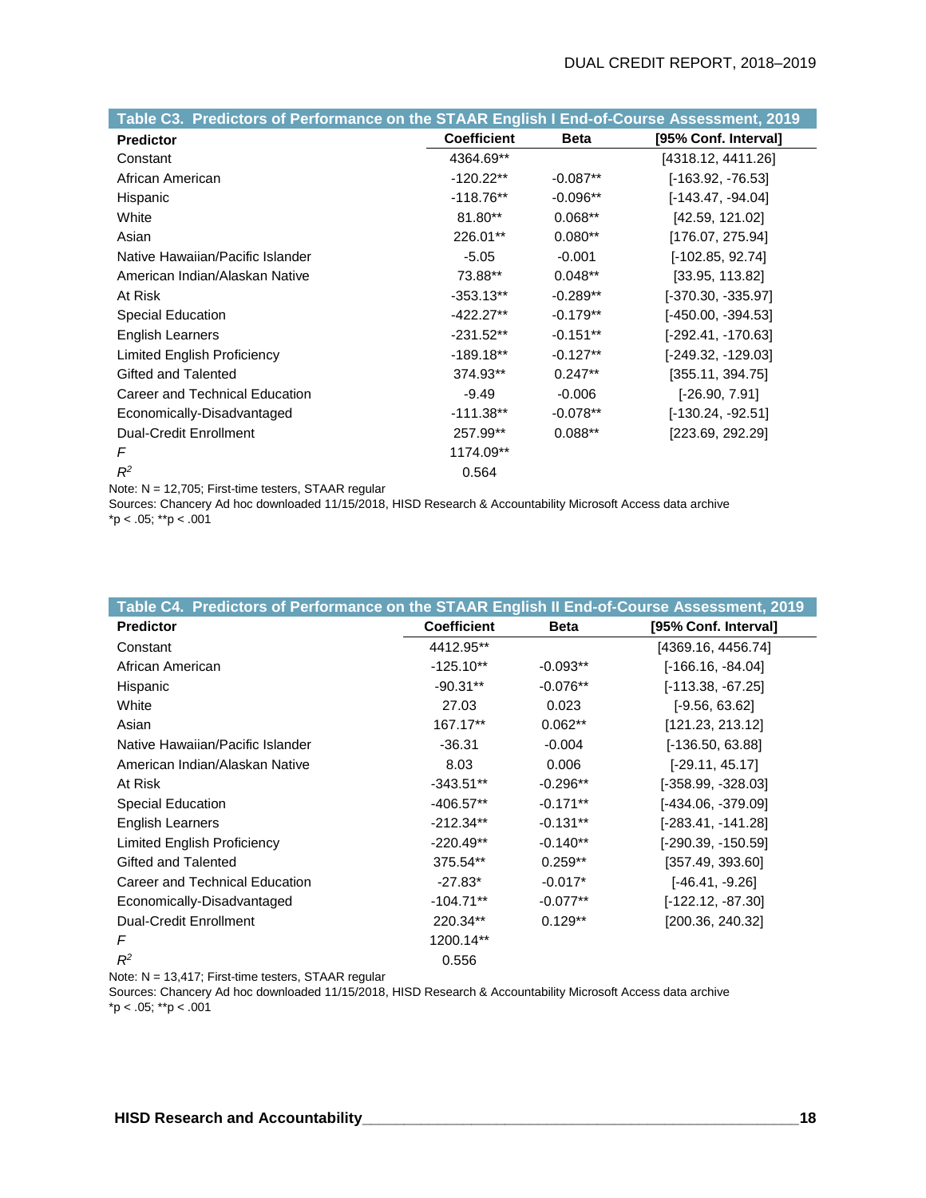**Table C3. Predictors of Performance on the STAAR English I End-of-Course Assessment, 2019**

| Predictor | Coefficient | Beta | [95% Conf. Interval] |
|---|---|---|---|
| Constant | 4364.69** | | [4318.12, 4411.26] |
| African American | -120.22** | -0.087** | [-163.92, -76.53] |
| Hispanic | -118.76** | -0.096** | [-143.47, -94.04] |
| White | 81.80** | 0.068** | [42.59, 121.02] |
| Asian | 226.01** | 0.080** | [176.07, 275.94] |
| Native Hawaiian/Pacific Islander | -5.05 | -0.001 | [-102.85, 92.74] |
| American Indian/Alaskan Native | 73.88** | 0.048** | [33.95, 113.82] |
| At Risk | -353.13** | -0.289** | [-370.30, -335.97] |
| Special Education | -422.27** | -0.179** | [-450.00, -394.53] |
| English Learners | -231.52** | -0.151** | [-292.41, -170.63] |
| Limited English Proficiency | -189.18** | -0.127** | [-249.32, -129.03] |
| Gifted and Talented | 374.93** | 0.247** | [355.11, 394.75] |
| Career and Technical Education | -9.49 | -0.006 | [-26.90, 7.91] |
| Economically-Disadvantaged | -111.38** | -0.078** | [-130.24, -92.51] |
| Dual-Credit Enrollment | 257.99** | 0.088** | [223.69, 292.29] |
| $F$ | 1174.09** | | |
| $R^2$ | 0.564 | | |

Note: N = 12,705; First-time testers, STAAR regular

Sources: Chancery Ad hoc downloaded 11/15/2018, HISD Research & Accountability Microsoft Access data archive

*p < .05; **p < .001

**Table C4. Predictors of Performance on the STAAR English II End-of-Course Assessment, 2019**

| Predictor | Coefficient | Beta | [95% Conf. Interval] |
|---|---|---|---|
| Constant | 4412.95** | | [4369.16, 4456.74] |
| African American | -125.10** | -0.093** | [-166.16, -84.04] |
| Hispanic | -90.31** | -0.076** | [-113.38, -67.25] |
| White | 27.03 | 0.023 | [-9.56, 63.62] |
| Asian | 167.17** | 0.062** | [121.23, 213.12] |
| Native Hawaiian/Pacific Islander | -36.31 | -0.004 | [-136.50, 63.88] |
| American Indian/Alaskan Native | 8.03 | 0.006 | [-29.11, 45.17] |
| At Risk | -343.51** | -0.296** | [-358.99, -328.03] |
| Special Education | -406.57** | -0.171** | [-434.06, -379.09] |
| English Learners | -212.34** | -0.131** | [-283.41, -141.28] |
| Limited English Proficiency | -220.49** | -0.140** | [-290.39, -150.59] |
| Gifted and Talented | 375.54** | 0.259** | [357.49, 393.60] |
| Career and Technical Education | -27.83* | -0.017* | [-46.41, -9.26] |
| Economically-Disadvantaged | -104.71** | -0.077** | [-122.12, -87.30] |
| Dual-Credit Enrollment | 220.34** | 0.129** | [200.36, 240.32] |
| $F$ | 1200.14** | | |
| $R^2$ | 0.556 | | |

Note: N = 13,417; First-time testers, STAAR regular

Sources: Chancery Ad hoc downloaded 11/15/2018, HISD Research & Accountability Microsoft Access data archive

*p < .05; **p < .001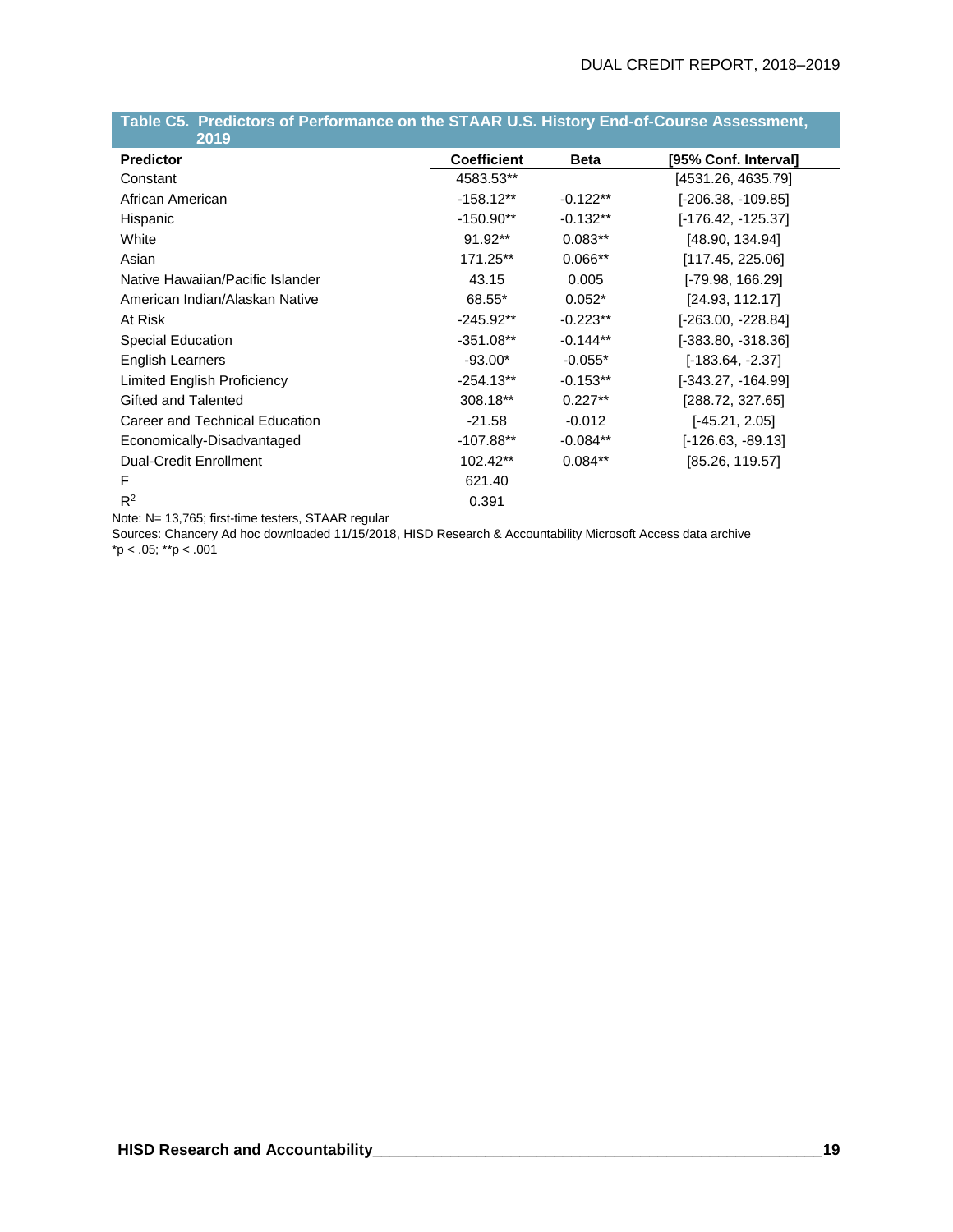**Table C5. Predictors of Performance on the STAAR U.S. History End-of-Course Assessment, 2019**

| Predictor | Coefficient | Beta | [95% Conf. Interval] |
|---|---|---|---|
| Constant | 4583.53** | | [4531.26, 4635.79] |
| African American | -158.12** | -0.122** | [-206.38, -109.85] |
| Hispanic | -150.90** | -0.132** | [-176.42, -125.37] |
| White | 91.92** | 0.083** | [48.90, 134.94] |
| Asian | 171.25** | 0.066** | [117.45, 225.06] |
| Native Hawaiian/Pacific Islander | 43.15 | 0.005 | [-79.98, 166.29] |
| American Indian/Alaskan Native | 68.55* | 0.052* | [24.93, 112.17] |
| At Risk | -245.92** | -0.223** | [-263.00, -228.84] |
| Special Education | -351.08** | -0.144** | [-383.80, -318.36] |
| English Learners | -93.00* | -0.055* | [-183.64, -2.37] |
| Limited English Proficiency | -254.13** | -0.153** | [-343.27, -164.99] |
| Gifted and Talented | 308.18** | 0.227** | [288.72, 327.65] |
| Career and Technical Education | -21.58 | -0.012 | [-45.21, 2.05] |
| Economically-Disadvantaged | -107.88** | -0.084** | [-126.63, -89.13] |
| Dual-Credit Enrollment | 102.42** | 0.084** | [85.26, 119.57] |
| F | 621.40 | | |
| $R^2$ | 0.391 | | |

Note: N= 13,765; first-time testers, STAAR regular

Sources: Chancery Ad hoc downloaded 11/15/2018, HISD Research & Accountability Microsoft Access data archive

$*p < .05$; $**p < .001$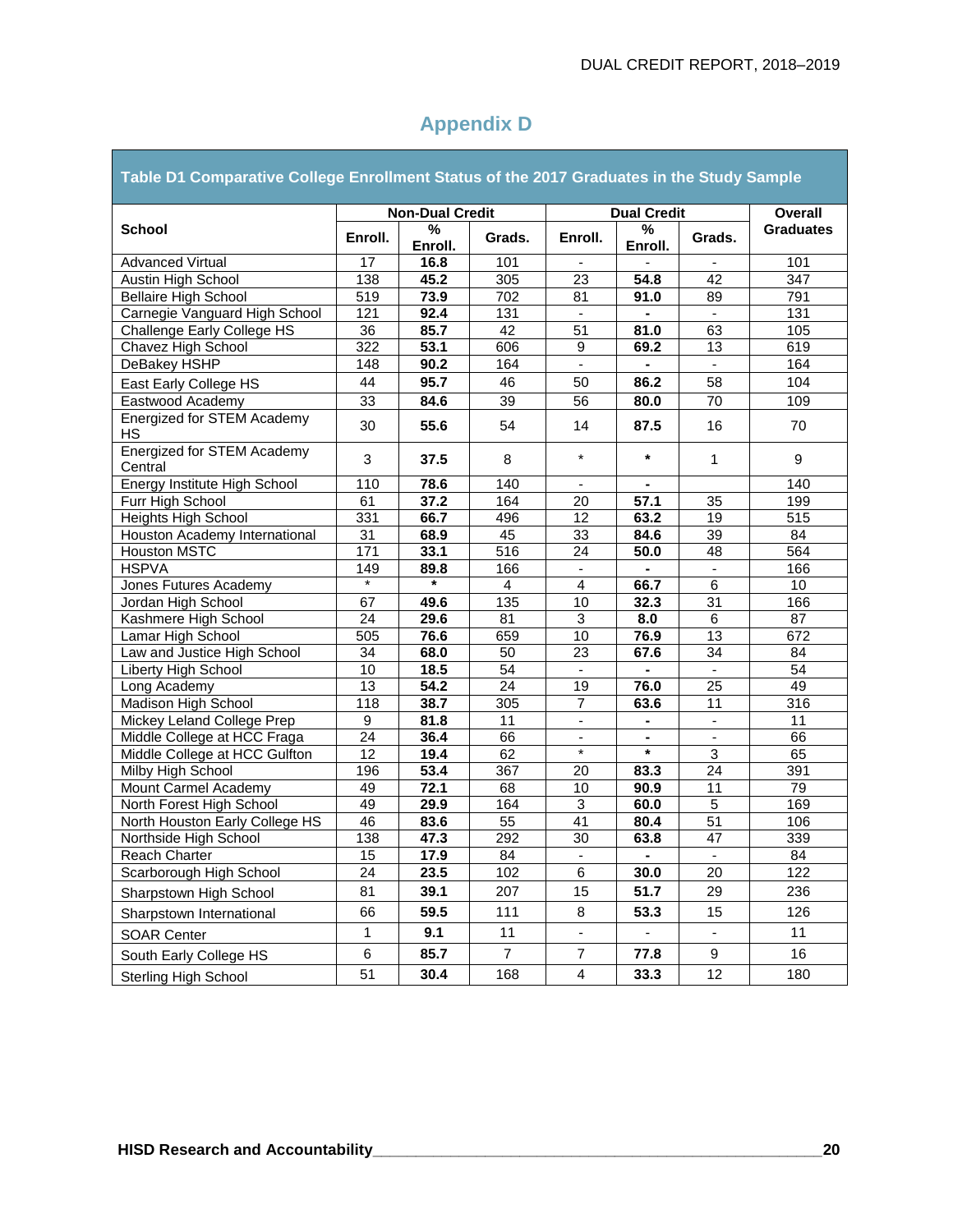# Appendix D

**Table D1 Comparative College Enrollment Status of the 2017 Graduates in the Study Sample**

| School | Non-Dual Credit | | | Dual Credit | | | Overall Graduates |
|---|---|---|---|---|---|---|---|
| | Enroll. | % Enroll. | Grads. | Enroll. | % Enroll. | Grads. | |
| Advanced Virtual | 17 | **16.8** | 101 | - | - | - | 101 |
| Austin High School | 138 | **45.2** | 305 | 23 | **54.8** | 42 | 347 |
| Bellaire High School | 519 | **73.9** | 702 | 81 | **91.0** | 89 | 791 |
| Carnegie Vanguard High School | 121 | **92.4** | 131 | - | **-** | - | 131 |
| Challenge Early College HS | 36 | **85.7** | 42 | 51 | **81.0** | 63 | 105 |
| Chavez High School | 322 | **53.1** | 606 | 9 | **69.2** | 13 | 619 |
| DeBakey HSHP | 148 | **90.2** | 164 | - | **-** | - | 164 |
| East Early College HS | 44 | **95.7** | 46 | 50 | **86.2** | 58 | 104 |
| Eastwood Academy | 33 | **84.6** | 39 | 56 | **80.0** | 70 | 109 |
| Energized for STEM Academy HS | 30 | **55.6** | 54 | 14 | **87.5** | 16 | 70 |
| Energized for STEM Academy Central | 3 | **37.5** | 8 | * | ***** | 1 | 9 |
| Energy Institute High School | 110 | **78.6** | 140 | - | **-** | | 140 |
| Furr High School | 61 | **37.2** | 164 | 20 | **57.1** | 35 | 199 |
| Heights High School | 331 | **66.7** | 496 | 12 | **63.2** | 19 | 515 |
| Houston Academy International | 31 | **68.9** | 45 | 33 | **84.6** | 39 | 84 |
| Houston MSTC | 171 | **33.1** | 516 | 24 | **50.0** | 48 | 564 |
| HSPVA | 149 | **89.8** | 166 | - | **-** | - | 166 |
| Jones Futures Academy | * | ***** | 4 | 4 | **66.7** | 6 | 10 |
| Jordan High School | 67 | **49.6** | 135 | 10 | **32.3** | 31 | 166 |
| Kashmere High School | 24 | **29.6** | 81 | 3 | **8.0** | 6 | 87 |
| Lamar High School | 505 | **76.6** | 659 | 10 | **76.9** | 13 | 672 |
| Law and Justice High School | 34 | **68.0** | 50 | 23 | **67.6** | 34 | 84 |
| Liberty High School | 10 | **18.5** | 54 | - | **-** | - | 54 |
| Long Academy | 13 | **54.2** | 24 | 19 | **76.0** | 25 | 49 |
| Madison High School | 118 | **38.7** | 305 | 7 | **63.6** | 11 | 316 |
| Mickey Leland College Prep | 9 | **81.8** | 11 | - | **-** | - | 11 |
| Middle College at HCC Fraga | 24 | **36.4** | 66 | - | **-** | - | 66 |
| Middle College at HCC Gulfton | 12 | **19.4** | 62 | * | ***** | 3 | 65 |
| Milby High School | 196 | **53.4** | 367 | 20 | **83.3** | 24 | 391 |
| Mount Carmel Academy | 49 | **72.1** | 68 | 10 | **90.9** | 11 | 79 |
| North Forest High School | 49 | **29.9** | 164 | 3 | **60.0** | 5 | 169 |
| North Houston Early College HS | 46 | **83.6** | 55 | 41 | **80.4** | 51 | 106 |
| Northside High School | 138 | **47.3** | 292 | 30 | **63.8** | 47 | 339 |
| Reach Charter | 15 | **17.9** | 84 | - | **-** | - | 84 |
| Scarborough High School | 24 | **23.5** | 102 | 6 | **30.0** | 20 | 122 |
| Sharpstown High School | 81 | **39.1** | 207 | 15 | **51.7** | 29 | 236 |
| Sharpstown International | 66 | **59.5** | 111 | 8 | **53.3** | 15 | 126 |
| SOAR Center | 1 | **9.1** | 11 | - | - | - | 11 |
| South Early College HS | 6 | **85.7** | 7 | 7 | **77.8** | 9 | 16 |
| Sterling High School | 51 | **30.4** | 168 | 4 | **33.3** | 12 | 180 |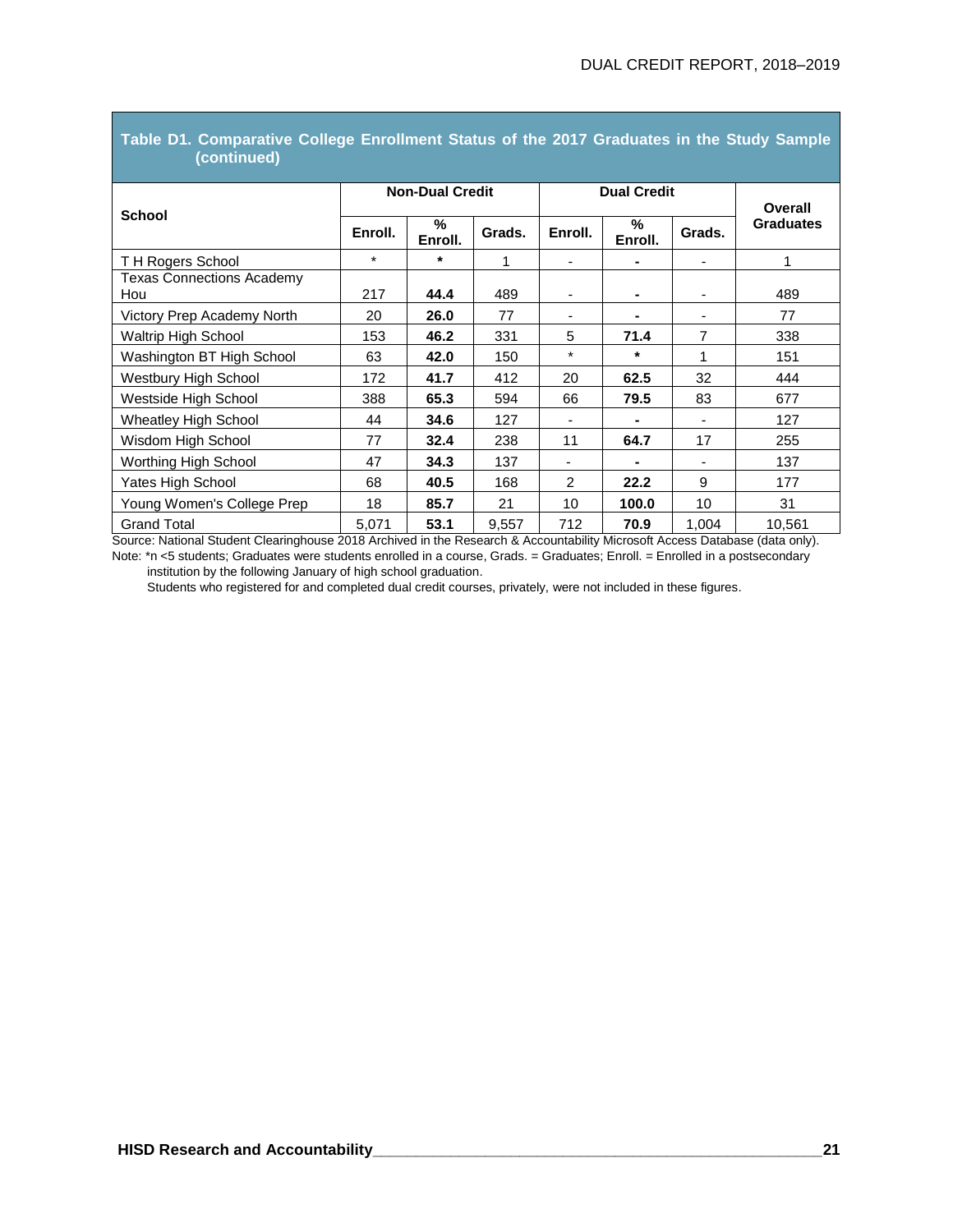**Table D1. Comparative College Enrollment Status of the 2017 Graduates in the Study Sample (continued)**

| School | Non-Dual Credit | | | Dual Credit | | | Overall Graduates |
|---|---|---|---|---|---|---|---|
| | Enroll. | % Enroll. | Grads. | Enroll. | % Enroll. | Grads. | |
| T H Rogers School | * | * | 1 | - | - | - | 1 |
| Texas Connections Academy Hou | 217 | **44.4** | 489 | - | - | - | 489 |
| Victory Prep Academy North | 20 | **26.0** | 77 | - | - | - | 77 |
| Waltrip High School | 153 | **46.2** | 331 | 5 | **71.4** | 7 | 338 |
| Washington BT High School | 63 | **42.0** | 150 | * | * | 1 | 151 |
| Westbury High School | 172 | **41.7** | 412 | 20 | **62.5** | 32 | 444 |
| Westside High School | 388 | **65.3** | 594 | 66 | **79.5** | 83 | 677 |
| Wheatley High School | 44 | **34.6** | 127 | - | - | - | 127 |
| Wisdom High School | 77 | **32.4** | 238 | 11 | **64.7** | 17 | 255 |
| Worthing High School | 47 | **34.3** | 137 | - | - | - | 137 |
| Yates High School | 68 | **40.5** | 168 | 2 | **22.2** | 9 | 177 |
| Young Women's College Prep | 18 | **85.7** | 21 | 10 | **100.0** | 10 | 31 |
| Grand Total | 5,071 | **53.1** | 9,557 | 712 | **70.9** | 1,004 | 10,561 |

Source: National Student Clearinghouse 2018 Archived in the Research & Accountability Microsoft Access Database (data only).

Note: *n <5 students; Graduates were students enrolled in a course, Grads. = Graduates; Enroll. = Enrolled in a postsecondary institution by the following January of high school graduation.

Students who registered for and completed dual credit courses, privately, were not included in these figures.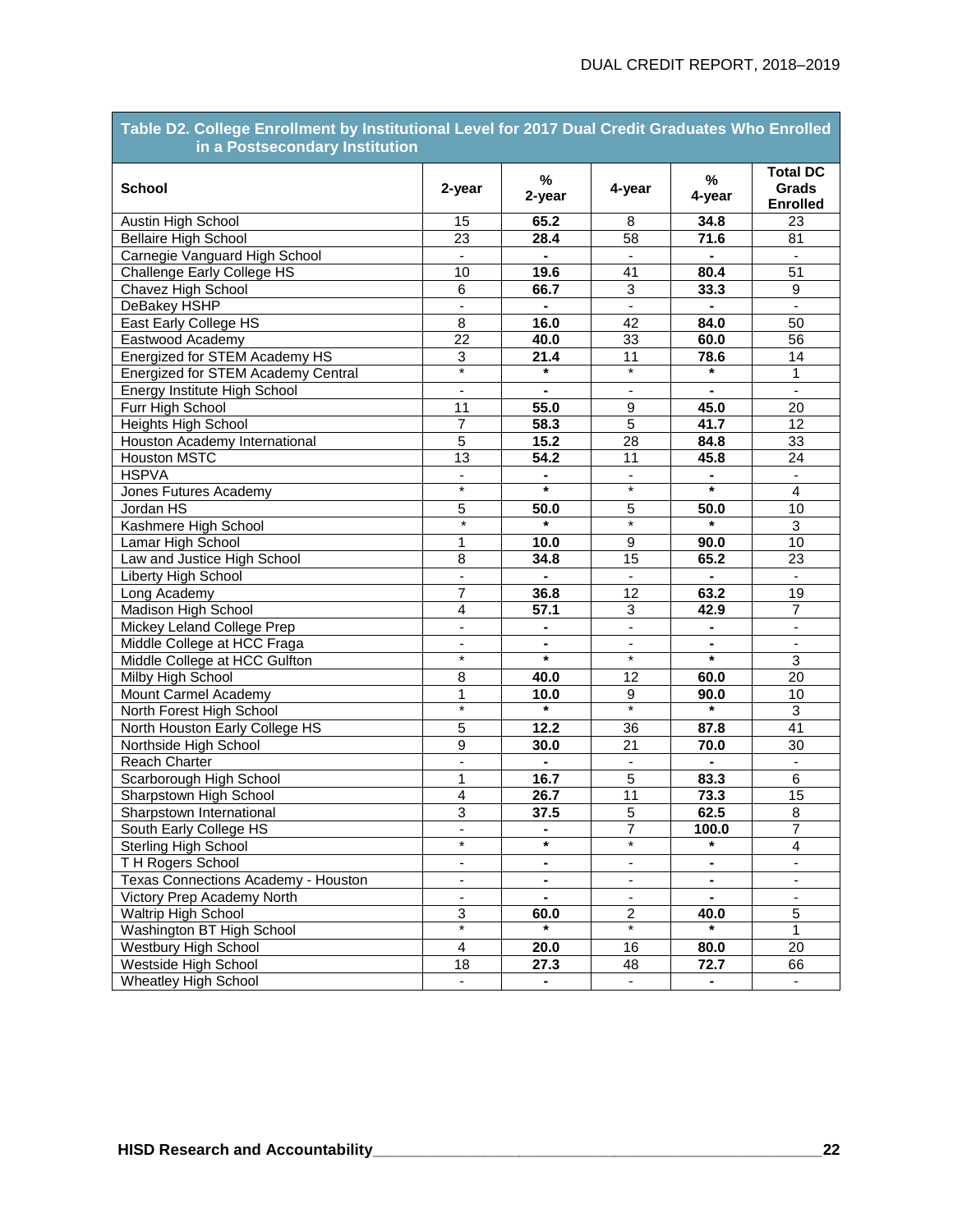**Table D2. College Enrollment by Institutional Level for 2017 Dual Credit Graduates Who Enrolled in a Postsecondary Institution**

| School | 2-year | % 2-year | 4-year | % 4-year | Total DC Grads Enrolled |
|---|---|---|---|---|---|
| Austin High School | 15 | **65.2** | 8 | **34.8** | 23 |
| Bellaire High School | 23 | **28.4** | 58 | **71.6** | 81 |
| Carnegie Vanguard High School | - | **-** | - | **-** | - |
| Challenge Early College HS | 10 | **19.6** | 41 | **80.4** | 51 |
| Chavez High School | 6 | **66.7** | 3 | **33.3** | 9 |
| DeBakey HSHP | - | **-** | - | **-** | - |
| East Early College HS | 8 | **16.0** | 42 | **84.0** | 50 |
| Eastwood Academy | 22 | **40.0** | 33 | **60.0** | 56 |
| Energized for STEM Academy HS | 3 | **21.4** | 11 | **78.6** | 14 |
| Energized for STEM Academy Central | * | **\*** | * | **\*** | 1 |
| Energy Institute High School | - | **-** | - | **-** | - |
| Furr High School | 11 | **55.0** | 9 | **45.0** | 20 |
| Heights High School | 7 | **58.3** | 5 | **41.7** | 12 |
| Houston Academy International | 5 | **15.2** | 28 | **84.8** | 33 |
| Houston MSTC | 13 | **54.2** | 11 | **45.8** | 24 |
| HSPVA | - | **-** | - | **-** | - |
| Jones Futures Academy | * | **\*** | * | **\*** | 4 |
| Jordan HS | 5 | **50.0** | 5 | **50.0** | 10 |
| Kashmere High School | * | **\*** | * | **\*** | 3 |
| Lamar High School | 1 | **10.0** | 9 | **90.0** | 10 |
| Law and Justice High School | 8 | **34.8** | 15 | **65.2** | 23 |
| Liberty High School | - | **-** | - | **-** | - |
| Long Academy | 7 | **36.8** | 12 | **63.2** | 19 |
| Madison High School | 4 | **57.1** | 3 | **42.9** | 7 |
| Mickey Leland College Prep | - | **-** | - | **-** | - |
| Middle College at HCC Fraga | - | **-** | - | **-** | - |
| Middle College at HCC Gulfton | * | **\*** | * | **\*** | 3 |
| Milby High School | 8 | **40.0** | 12 | **60.0** | 20 |
| Mount Carmel Academy | 1 | **10.0** | 9 | **90.0** | 10 |
| North Forest High School | * | **\*** | * | **\*** | 3 |
| North Houston Early College HS | 5 | **12.2** | 36 | **87.8** | 41 |
| Northside High School | 9 | **30.0** | 21 | **70.0** | 30 |
| Reach Charter | - | **-** | - | **-** | - |
| Scarborough High School | 1 | **16.7** | 5 | **83.3** | 6 |
| Sharpstown High School | 4 | **26.7** | 11 | **73.3** | 15 |
| Sharpstown International | 3 | **37.5** | 5 | **62.5** | 8 |
| South Early College HS | - | **-** | 7 | **100.0** | 7 |
| Sterling High School | * | **\*** | * | **\*** | 4 |
| T H Rogers School | - | **-** | - | **-** | - |
| Texas Connections Academy - Houston | - | **-** | - | **-** | - |
| Victory Prep Academy North | - | **-** | - | **-** | - |
| Waltrip High School | 3 | **60.0** | 2 | **40.0** | 5 |
| Washington BT High School | * | **\*** | * | **\*** | 1 |
| Westbury High School | 4 | **20.0** | 16 | **80.0** | 20 |
| Westside High School | 18 | **27.3** | 48 | **72.7** | 66 |
| Wheatley High School | - | **-** | - | **-** | - |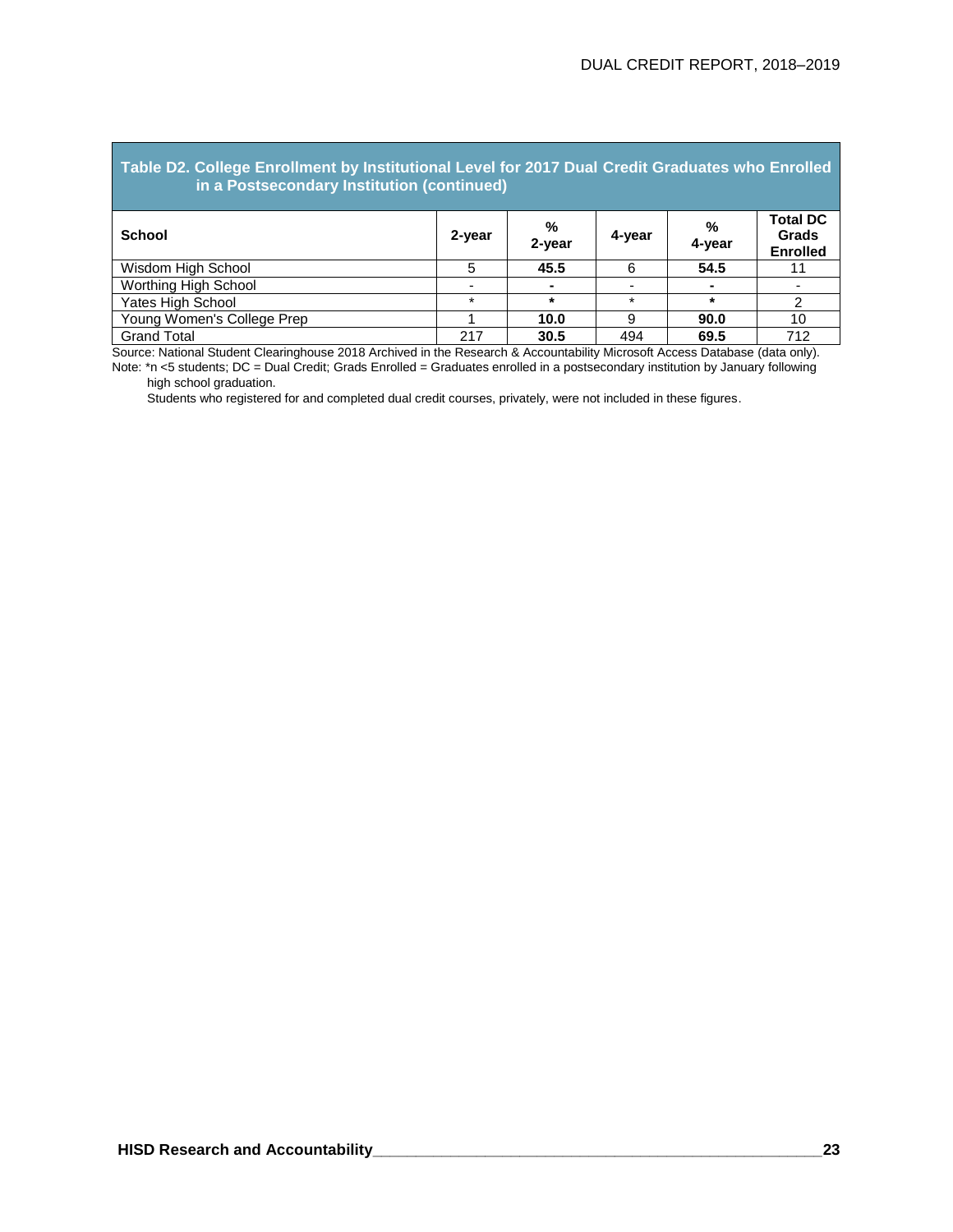**Table D2. College Enrollment by Institutional Level for 2017 Dual Credit Graduates who Enrolled in a Postsecondary Institution (continued)**

| School | 2-year | % 2-year | 4-year | % 4-year | Total DC Grads Enrolled |
|---|---|---|---|---|---|
| Wisdom High School | 5 | **45.5** | 6 | **54.5** | 11 |
| Worthing High School | - | **-** | - | **-** | - |
| Yates High School | * | * | * | * | 2 |
| Young Women's College Prep | 1 | **10.0** | 9 | **90.0** | 10 |
| Grand Total | 217 | **30.5** | 494 | **69.5** | 712 |

Source: National Student Clearinghouse 2018 Archived in the Research & Accountability Microsoft Access Database (data only).
Note: *n <5 students; DC = Dual Credit; Grads Enrolled = Graduates enrolled in a postsecondary institution by January following high school graduation.
Students who registered for and completed dual credit courses, privately, were not included in these figures.